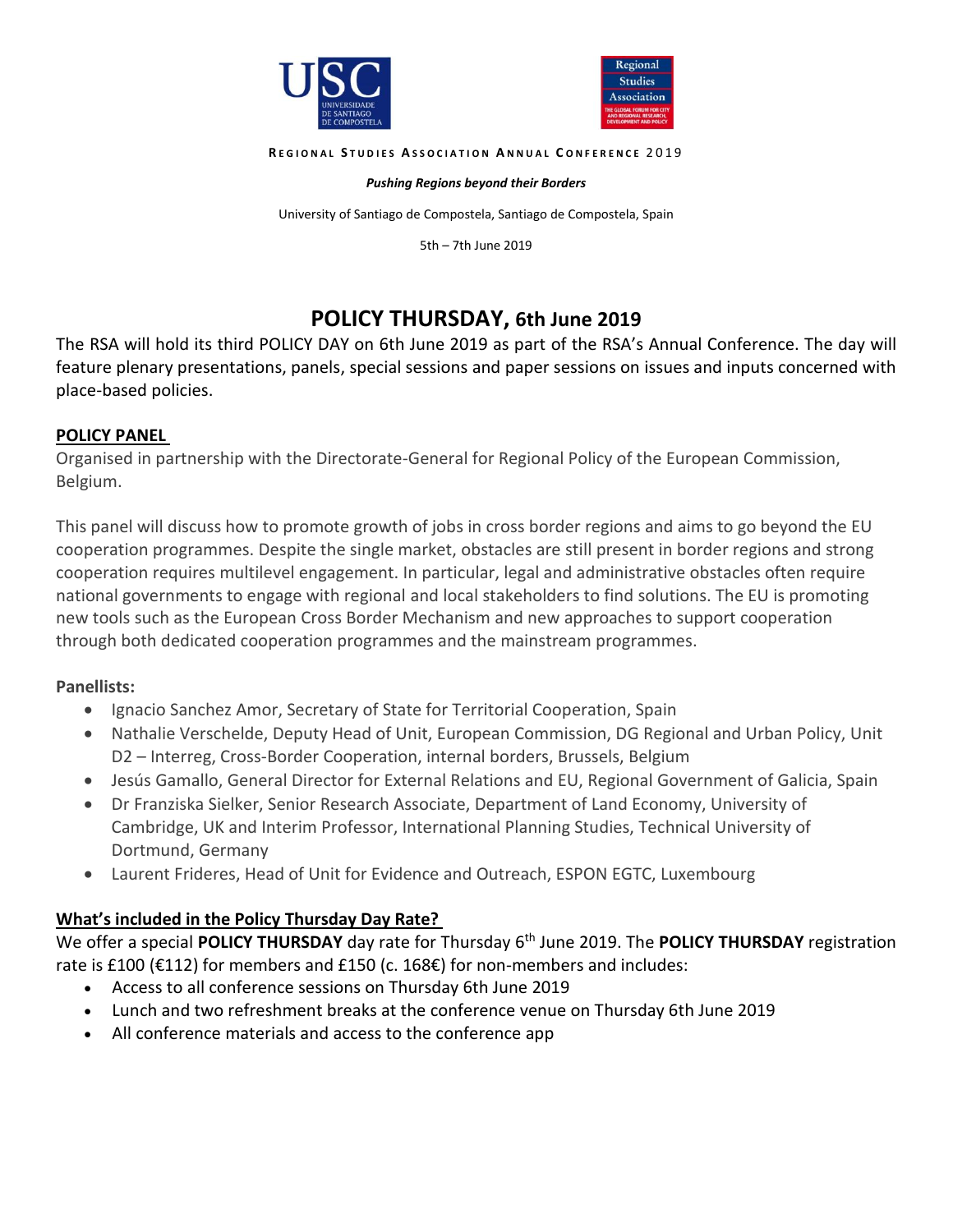REGIONAL STUDIES ASSOCIATION ANNUAL CONFERENCE 2019

***Pushing Regions beyond their Borders***

University of Santiago de Compostela, Santiago de Compostela, Spain

5th – 7th June 2019

# POLICY THURSDAY, 6th June 2019

The RSA will hold its third POLICY DAY on 6th June 2019 as part of the RSA's Annual Conference. The day will feature plenary presentations, panels, special sessions and paper sessions on issues and inputs concerned with place-based policies.

## POLICY PANEL

Organised in partnership with the Directorate-General for Regional Policy of the European Commission, Belgium.

This panel will discuss how to promote growth of jobs in cross border regions and aims to go beyond the EU cooperation programmes. Despite the single market, obstacles are still present in border regions and strong cooperation requires multilevel engagement. In particular, legal and administrative obstacles often require national governments to engage with regional and local stakeholders to find solutions. The EU is promoting new tools such as the European Cross Border Mechanism and new approaches to support cooperation through both dedicated cooperation programmes and the mainstream programmes.

**Panellists:**

- Ignacio Sanchez Amor, Secretary of State for Territorial Cooperation, Spain
- Nathalie Verschelde, Deputy Head of Unit, European Commission, DG Regional and Urban Policy, Unit D2 – Interreg, Cross-Border Cooperation, internal borders, Brussels, Belgium
- Jesús Gamallo, General Director for External Relations and EU, Regional Government of Galicia, Spain
- Dr Franziska Sielker, Senior Research Associate, Department of Land Economy, University of Cambridge, UK and Interim Professor, International Planning Studies, Technical University of Dortmund, Germany
- Laurent Frideres, Head of Unit for Evidence and Outreach, ESPON EGTC, Luxembourg

## What's included in the Policy Thursday Day Rate?

We offer a special **POLICY THURSDAY** day rate for Thursday 6th June 2019. The **POLICY THURSDAY** registration rate is £100 (€112) for members and £150 (c. 168€) for non-members and includes:

- Access to all conference sessions on Thursday 6th June 2019
- Lunch and two refreshment breaks at the conference venue on Thursday 6th June 2019
- All conference materials and access to the conference app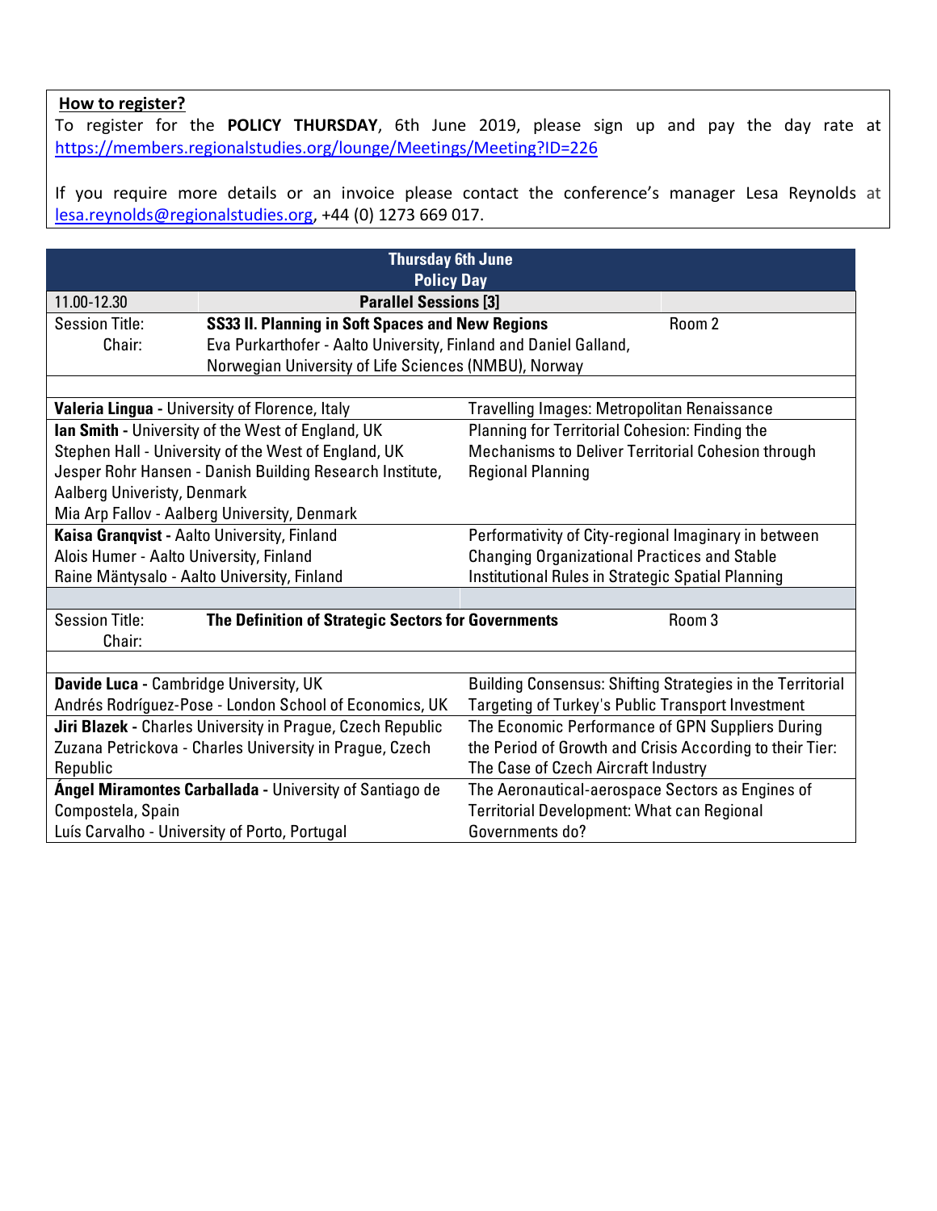**How to register?**

To register for the **POLICY THURSDAY**, 6th June 2019, please sign up and pay the day rate at https://members.regionalstudies.org/lounge/Meetings/Meeting?ID=226

If you require more details or an invoice please contact the conference's manager Lesa Reynolds at lesa.reynolds@regionalstudies.org, +44 (0) 1273 669 017.

| **Thursday 6th June<br>Policy Day** | | |
|---|---|---|
| 11.00-12.30 | **Parallel Sessions [3]** | |
| Session Title:<br>Chair: | **SS33 II. Planning in Soft Spaces and New Regions**<br>Eva Purkarthofer - Aalto University, Finland and Daniel Galland, Norwegian University of Life Sciences (NMBU), Norway | Room 2 |
| | | |
| **Valeria Lingua** - University of Florence, Italy | Travelling Images: Metropolitan Renaissance | |
| **Ian Smith** - University of the West of England, UK<br>Stephen Hall - University of the West of England, UK<br>Jesper Rohr Hansen - Danish Building Research Institute, Aalberg Univeristy, Denmark<br>Mia Arp Fallov - Aalberg University, Denmark | Planning for Territorial Cohesion: Finding the Mechanisms to Deliver Territorial Cohesion through Regional Planning | |
| **Kaisa Granqvist** - Aalto University, Finland<br>Alois Humer - Aalto University, Finland<br>Raine Mäntysalo - Aalto University, Finland | Performativity of City-regional Imaginary in between Changing Organizational Practices and Stable Institutional Rules in Strategic Spatial Planning | |
| | | |
| Session Title:<br>Chair: | **The Definition of Strategic Sectors for Governments** | Room 3 |
| | | |
| **Davide Luca** - Cambridge University, UK<br>Andrés Rodríguez-Pose - London School of Economics, UK | Building Consensus: Shifting Strategies in the Territorial Targeting of Turkey's Public Transport Investment | |
| **Jiri Blazek** - Charles University in Prague, Czech Republic<br>Zuzana Petrickova - Charles University in Prague, Czech Republic | The Economic Performance of GPN Suppliers During the Period of Growth and Crisis According to their Tier: The Case of Czech Aircraft Industry | |
| **Ángel Miramontes Carballada** - University of Santiago de Compostela, Spain<br>Luís Carvalho - University of Porto, Portugal | The Aeronautical-aerospace Sectors as Engines of Territorial Development: What can Regional Governments do? | |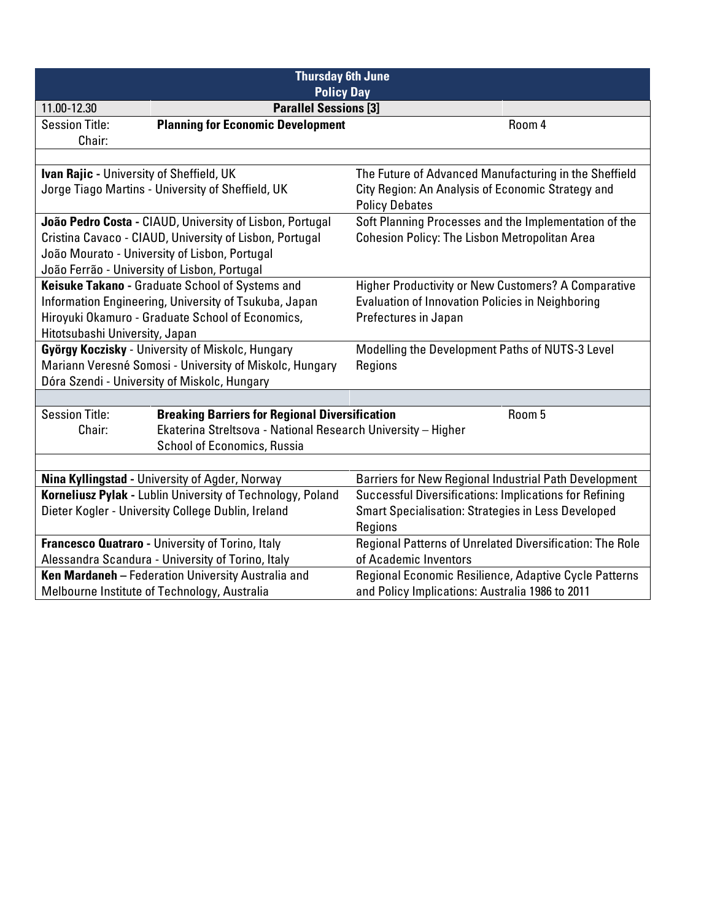| Thursday 6th June<br>Policy Day | | |
|---|---|---|
| 11.00-12.30 | **Parallel Sessions [3]** | |
| Session Title:<br>Chair: | **Planning for Economic Development** | Room 4 |
| | | |
| **Ivan Rajic -** University of Sheffield, UK<br>Jorge Tiago Martins - University of Sheffield, UK | The Future of Advanced Manufacturing in the Sheffield City Region: An Analysis of Economic Strategy and Policy Debates | |
| **João Pedro Costa -** CIAUD, University of Lisbon, Portugal<br>Cristina Cavaco - CIAUD, University of Lisbon, Portugal<br>João Mourato - University of Lisbon, Portugal<br>João Ferrão - University of Lisbon, Portugal | Soft Planning Processes and the Implementation of the Cohesion Policy: The Lisbon Metropolitan Area | |
| **Keisuke Takano -** Graduate School of Systems and Information Engineering, University of Tsukuba, Japan<br>Hiroyuki Okamuro - Graduate School of Economics, Hitotsubashi University, Japan | Higher Productivity or New Customers? A Comparative Evaluation of Innovation Policies in Neighboring Prefectures in Japan | |
| **György Koczisky** - University of Miskolc, Hungary<br>Mariann Veresné Somosi - University of Miskolc, Hungary<br>Dóra Szendi - University of Miskolc, Hungary | Modelling the Development Paths of NUTS-3 Level Regions | |
| | | |
| Session Title:<br>Chair: | **Breaking Barriers for Regional Diversification**<br>Ekaterina Streltsova - National Research University – Higher School of Economics, Russia | Room 5 |
| | | |
| **Nina Kyllingstad -** University of Agder, Norway | Barriers for New Regional Industrial Path Development | |
| **Korneliusz Pylak -** Lublin University of Technology, Poland<br>Dieter Kogler - University College Dublin, Ireland | Successful Diversifications: Implications for Refining Smart Specialisation: Strategies in Less Developed Regions | |
| **Francesco Quatraro -** University of Torino, Italy<br>Alessandra Scandura - University of Torino, Italy | Regional Patterns of Unrelated Diversification: The Role of Academic Inventors | |
| **Ken Mardaneh** – Federation University Australia and Melbourne Institute of Technology, Australia | Regional Economic Resilience, Adaptive Cycle Patterns and Policy Implications: Australia 1986 to 2011 | |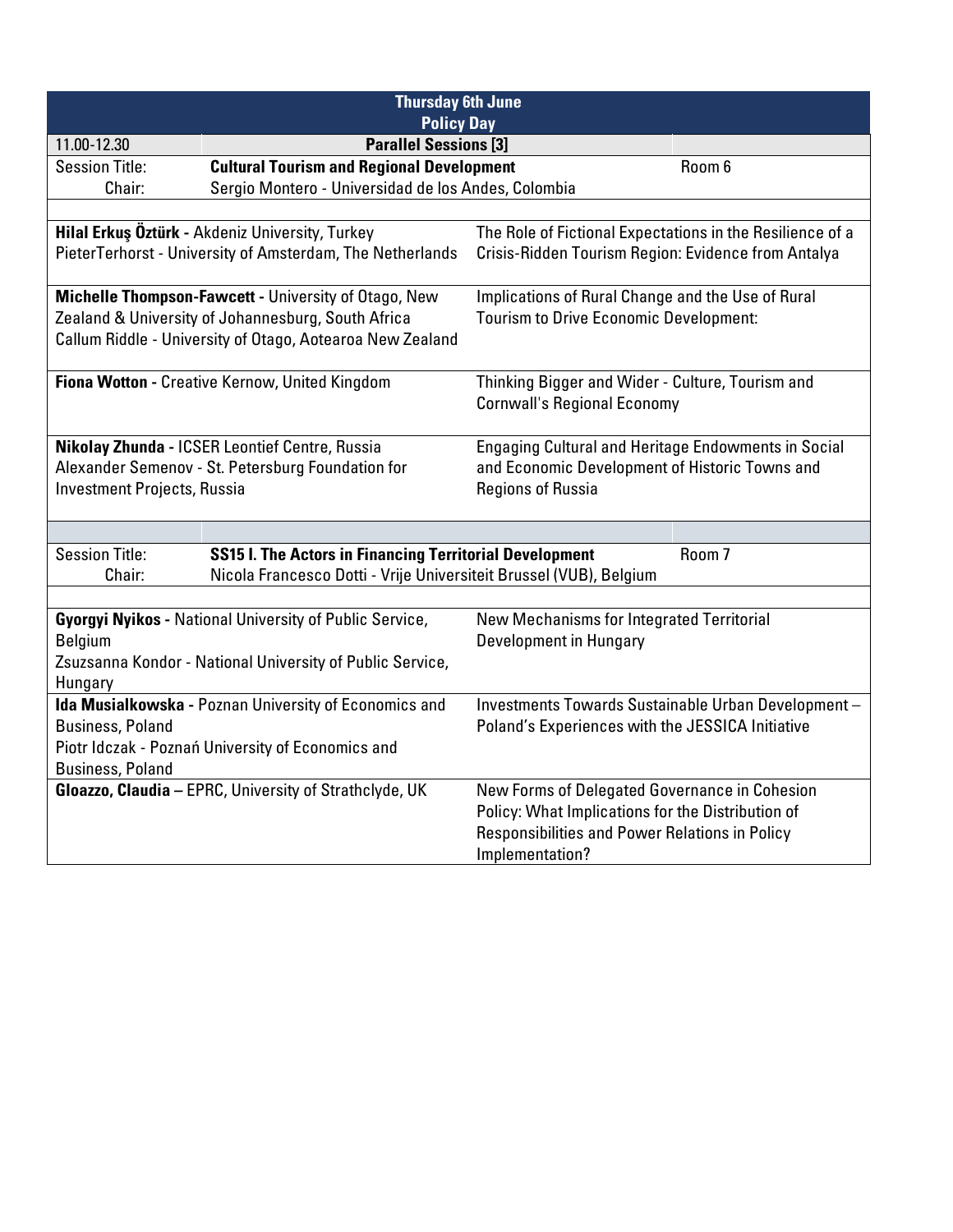| Thursday 6th June<br>Policy Day | | | |
|---|---|---|---|
| 11.00-12.30 | **Parallel Sessions [3]** | | |
| Session Title: | **Cultural Tourism and Regional Development** | | Room 6 |
| Chair: | Sergio Montero - Universidad de los Andes, Colombia | | |
| | | | |
| **Hilal Erkuş Öztürk -** Akdeniz University, Turkey<br>PieterTerhorst - University of Amsterdam, The Netherlands | | The Role of Fictional Expectations in the Resilience of a Crisis-Ridden Tourism Region: Evidence from Antalya | |
| **Michelle Thompson-Fawcett -** University of Otago, New Zealand & University of Johannesburg, South Africa<br>Callum Riddle - University of Otago, Aotearoa New Zealand | | Implications of Rural Change and the Use of Rural Tourism to Drive Economic Development: | |
| **Fiona Wotton -** Creative Kernow, United Kingdom | | Thinking Bigger and Wider - Culture, Tourism and Cornwall's Regional Economy | |
| **Nikolay Zhunda -** ICSER Leontief Centre, Russia<br>Alexander Semenov - St. Petersburg Foundation for Investment Projects, Russia | | Engaging Cultural and Heritage Endowments in Social and Economic Development of Historic Towns and Regions of Russia | |
| | | | |
| Session Title: | **SS15 I. The Actors in Financing Territorial Development** | | Room 7 |
| Chair: | Nicola Francesco Dotti - Vrije Universiteit Brussel (VUB), Belgium | | |
| | | | |
| **Gyorgyi Nyikos -** National University of Public Service, Belgium<br>Zsuzsanna Kondor - National University of Public Service, Hungary | | New Mechanisms for Integrated Territorial Development in Hungary | |
| **Ida Musialkowska -** Poznan University of Economics and Business, Poland<br>Piotr Idczak - Poznań University of Economics and Business, Poland | | Investments Towards Sustainable Urban Development – Poland's Experiences with the JESSICA Initiative | |
| **Gloazzo, Claudia** – EPRC, University of Strathclyde, UK | | New Forms of Delegated Governance in Cohesion Policy: What Implications for the Distribution of Responsibilities and Power Relations in Policy Implementation? | |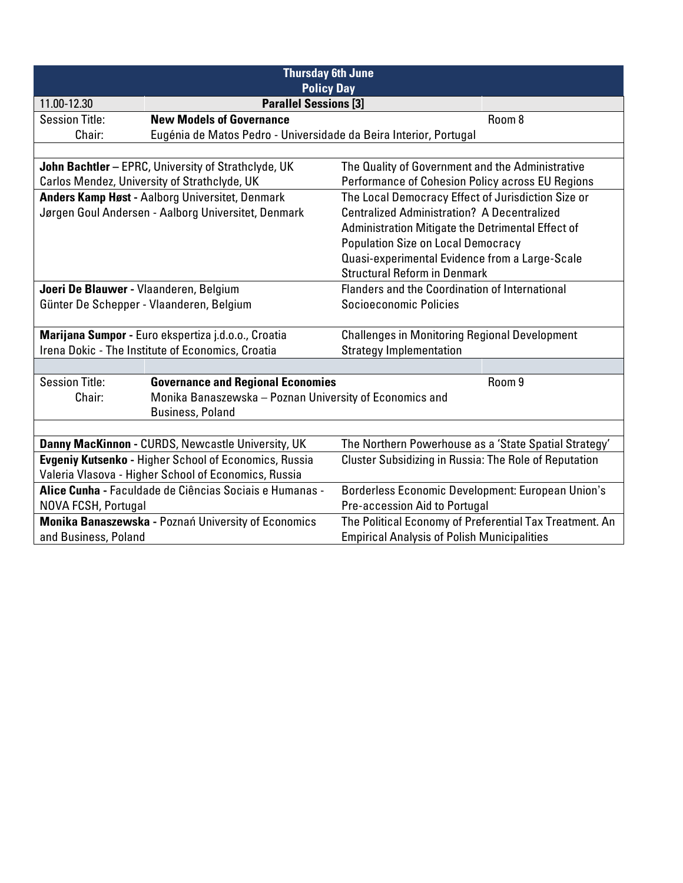**Thursday 6th June**
**Policy Day**

| 11.00-12.30 | **Parallel Sessions [3]** | |
|---|---|---|
| Session Title: | **New Models of Governance** | Room 8 |
| Chair: | Eugénia de Matos Pedro - Universidade da Beira Interior, Portugal | |

| Authors | Title |
|---|---|
| **John Bachtler** – EPRC, University of Strathclyde, UK<br>Carlos Mendez, University of Strathclyde, UK | The Quality of Government and the Administrative Performance of Cohesion Policy across EU Regions |
| **Anders Kamp Høst -** Aalborg Universitet, Denmark<br>Jørgen Goul Andersen - Aalborg Universitet, Denmark | The Local Democracy Effect of Jurisdiction Size or Centralized Administration? A Decentralized Administration Mitigate the Detrimental Effect of Population Size on Local Democracy Quasi-experimental Evidence from a Large-Scale Structural Reform in Denmark |
| **Joeri De Blauwer -** Vlaanderen, Belgium<br>Günter De Schepper - Vlaanderen, Belgium | Flanders and the Coordination of International Socioeconomic Policies |
| **Marijana Sumpor -** Euro ekspertiza j.d.o.o., Croatia<br>Irena Dokic - The Institute of Economics, Croatia | Challenges in Monitoring Regional Development Strategy Implementation |

| Session Title: | **Governance and Regional Economies** | Room 9 |
|---|---|---|
| Chair: | Monika Banaszewska – Poznan University of Economics and Business, Poland | |

| Authors | Title |
|---|---|
| **Danny MacKinnon -** CURDS, Newcastle University, UK | The Northern Powerhouse as a 'State Spatial Strategy' |
| **Evgeniy Kutsenko -** Higher School of Economics, Russia<br>Valeria Vlasova - Higher School of Economics, Russia | Cluster Subsidizing in Russia: The Role of Reputation |
| **Alice Cunha -** Faculdade de Ciências Sociais e Humanas - NOVA FCSH, Portugal | Borderless Economic Development: European Union's Pre-accession Aid to Portugal |
| **Monika Banaszewska -** Poznań University of Economics and Business, Poland | The Political Economy of Preferential Tax Treatment. An Empirical Analysis of Polish Municipalities |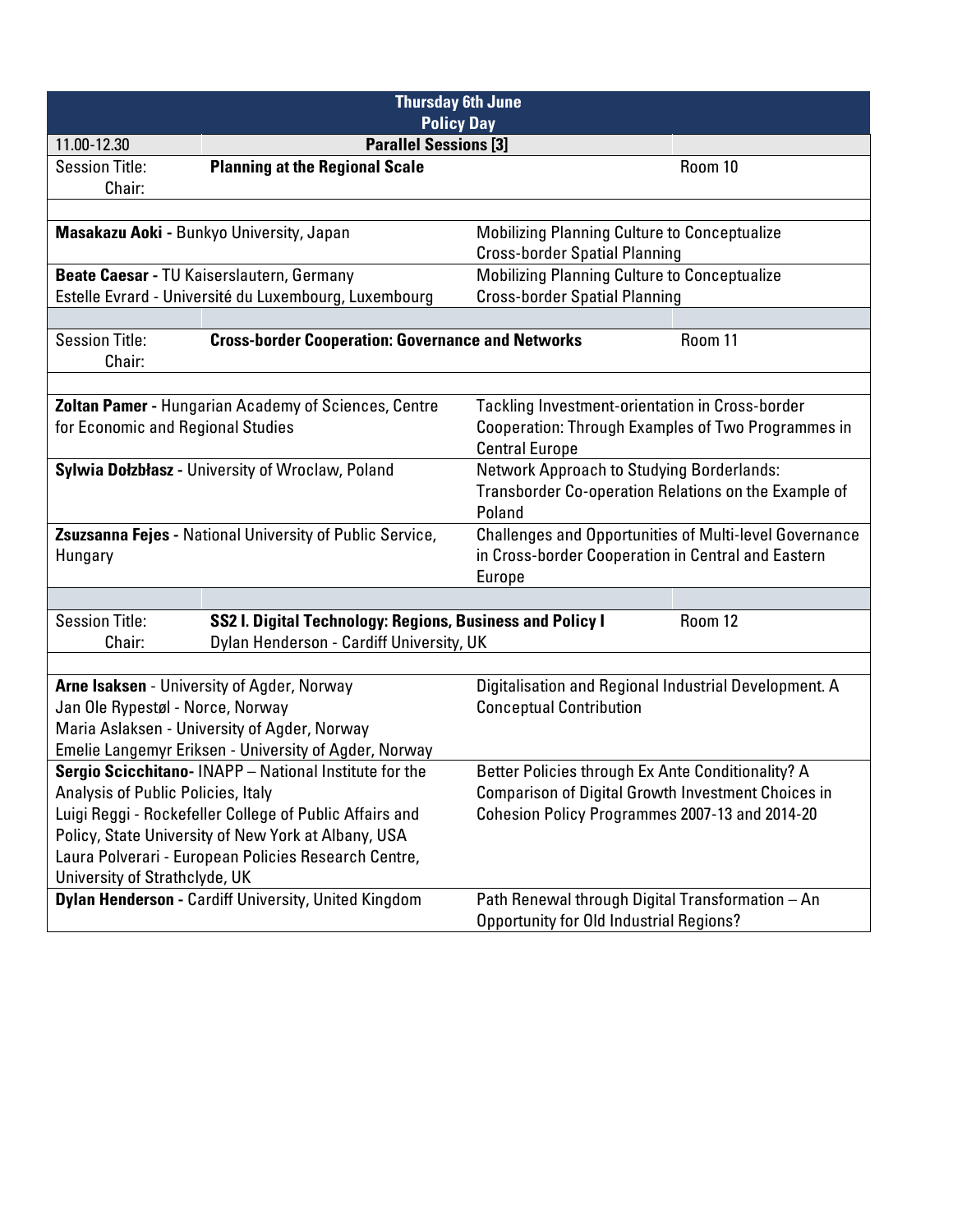| Thursday 6th June Policy Day | | |
|---|---|---|
| 11.00-12.30 | **Parallel Sessions [3]** | |
| Session Title: Chair: | **Planning at the Regional Scale** | Room 10 |
| **Masakazu Aoki -** Bunkyo University, Japan | Mobilizing Planning Culture to Conceptualize Cross-border Spatial Planning | |
| **Beate Caesar -** TU Kaiserslautern, Germany<br>Estelle Evrard - Université du Luxembourg, Luxembourg | Mobilizing Planning Culture to Conceptualize Cross-border Spatial Planning | |
| Session Title: Chair: | **Cross-border Cooperation: Governance and Networks** | Room 11 |
| **Zoltan Pamer -** Hungarian Academy of Sciences, Centre for Economic and Regional Studies | Tackling Investment-orientation in Cross-border Cooperation: Through Examples of Two Programmes in Central Europe | |
| **Sylwia Dołzbłasz -** University of Wroclaw, Poland | Network Approach to Studying Borderlands: Transborder Co-operation Relations on the Example of Poland | |
| **Zsuzsanna Fejes -** National University of Public Service, Hungary | Challenges and Opportunities of Multi-level Governance in Cross-border Cooperation in Central and Eastern Europe | |
| Session Title: Chair: | **SS2 I. Digital Technology: Regions, Business and Policy I**<br>Dylan Henderson - Cardiff University, UK | Room 12 |
| **Arne Isaksen** - University of Agder, Norway<br>Jan Ole Rypestøl - Norce, Norway<br>Maria Aslaksen - University of Agder, Norway<br>Emelie Langemyr Eriksen - University of Agder, Norway | Digitalisation and Regional Industrial Development. A Conceptual Contribution | |
| **Sergio Scicchitano-** INAPP – National Institute for the Analysis of Public Policies, Italy<br>Luigi Reggi - Rockefeller College of Public Affairs and Policy, State University of New York at Albany, USA<br>Laura Polverari - European Policies Research Centre, University of Strathclyde, UK | Better Policies through Ex Ante Conditionality? A Comparison of Digital Growth Investment Choices in Cohesion Policy Programmes 2007-13 and 2014-20 | |
| **Dylan Henderson -** Cardiff University, United Kingdom | Path Renewal through Digital Transformation – An Opportunity for Old Industrial Regions? | |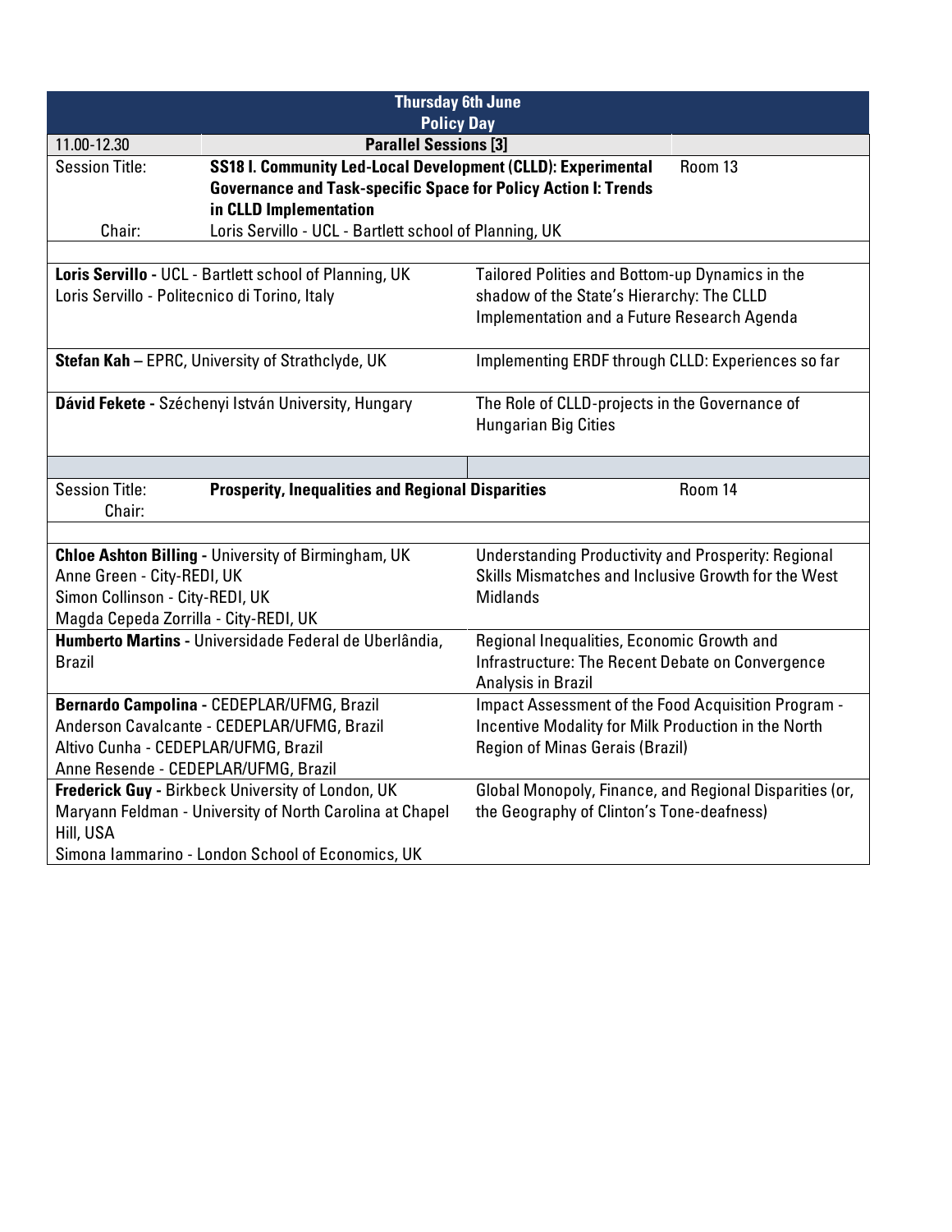## Thursday 6th June

### Policy Day

**11.00-12.30 — Parallel Sessions [3]**

| | | |
|---|---|---|
| Session Title: | **SS18 I. Community Led-Local Development (CLLD): Experimental Governance and Task-specific Space for Policy Action I: Trends in CLLD Implementation** | Room 13 |
| Chair: | Loris Servillo - UCL - Bartlett school of Planning, UK | |

| Authors | Title |
|---|---|
| **Loris Servillo -** UCL - Bartlett school of Planning, UK<br>Loris Servillo - Politecnico di Torino, Italy | Tailored Polities and Bottom-up Dynamics in the shadow of the State's Hierarchy: The CLLD Implementation and a Future Research Agenda |
| **Stefan Kah** – EPRC, University of Strathclyde, UK | Implementing ERDF through CLLD: Experiences so far |
| **Dávid Fekete -** Széchenyi István University, Hungary | The Role of CLLD-projects in the Governance of Hungarian Big Cities |

| | | |
|---|---|---|
| Session Title: | **Prosperity, Inequalities and Regional Disparities** | Room 14 |
| Chair: | | |

| Authors | Title |
|---|---|
| **Chloe Ashton Billing -** University of Birmingham, UK<br>Anne Green - City-REDI, UK<br>Simon Collinson - City-REDI, UK<br>Magda Cepeda Zorrilla - City-REDI, UK | Understanding Productivity and Prosperity: Regional Skills Mismatches and Inclusive Growth for the West Midlands |
| **Humberto Martins -** Universidade Federal de Uberlândia, Brazil | Regional Inequalities, Economic Growth and Infrastructure: The Recent Debate on Convergence Analysis in Brazil |
| **Bernardo Campolina -** CEDEPLAR/UFMG, Brazil<br>Anderson Cavalcante - CEDEPLAR/UFMG, Brazil<br>Altivo Cunha - CEDEPLAR/UFMG, Brazil<br>Anne Resende - CEDEPLAR/UFMG, Brazil | Impact Assessment of the Food Acquisition Program - Incentive Modality for Milk Production in the North Region of Minas Gerais (Brazil) |
| **Frederick Guy -** Birkbeck University of London, UK<br>Maryann Feldman - University of North Carolina at Chapel Hill, USA<br>Simona Iammarino - London School of Economics, UK | Global Monopoly, Finance, and Regional Disparities (or, the Geography of Clinton's Tone-deafness) |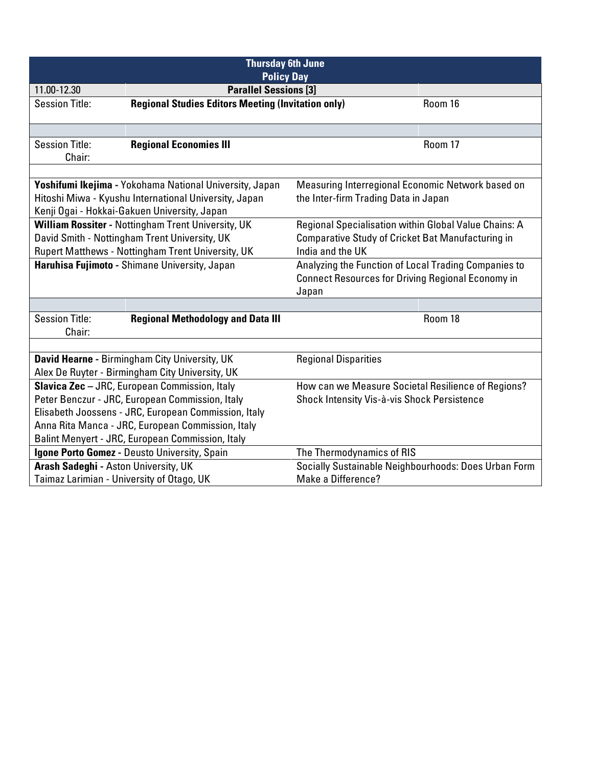| **Thursday 6th June** | | | |
|---|---|---|---|
| **Policy Day** | | | |
| 11.00-12.30 | **Parallel Sessions [3]** | | |
| Session Title: | **Regional Studies Editors Meeting (Invitation only)** | | Room 16 |
| | | | |
| Session Title: Chair: | **Regional Economies III** | | Room 17 |
| | | | |
| **Yoshifumi Ikejima** - Yokohama National University, Japan<br>Hitoshi Miwa - Kyushu International University, Japan<br>Kenji Ogai - Hokkai-Gakuen University, Japan | | Measuring Interregional Economic Network based on the Inter-firm Trading Data in Japan | |
| **William Rossiter** - Nottingham Trent University, UK<br>David Smith - Nottingham Trent University, UK<br>Rupert Matthews - Nottingham Trent University, UK | | Regional Specialisation within Global Value Chains: A Comparative Study of Cricket Bat Manufacturing in India and the UK | |
| **Haruhisa Fujimoto** - Shimane University, Japan | | Analyzing the Function of Local Trading Companies to Connect Resources for Driving Regional Economy in Japan | |
| | | | |
| Session Title: Chair: | **Regional Methodology and Data III** | | Room 18 |
| | | | |
| **David Hearne** - Birmingham City University, UK<br>Alex De Ruyter - Birmingham City University, UK | | Regional Disparities | |
| **Slavica Zec** – JRC, European Commission, Italy<br>Peter Benczur - JRC, European Commission, Italy<br>Elisabeth Joossens - JRC, European Commission, Italy<br>Anna Rita Manca - JRC, European Commission, Italy<br>Balint Menyert - JRC, European Commission, Italy | | How can we Measure Societal Resilience of Regions? Shock Intensity Vis-à-vis Shock Persistence | |
| **Igone Porto Gomez** - Deusto University, Spain | | The Thermodynamics of RIS | |
| **Arash Sadeghi** - Aston University, UK<br>Taimaz Larimian - University of Otago, UK | | Socially Sustainable Neighbourhoods: Does Urban Form Make a Difference? | |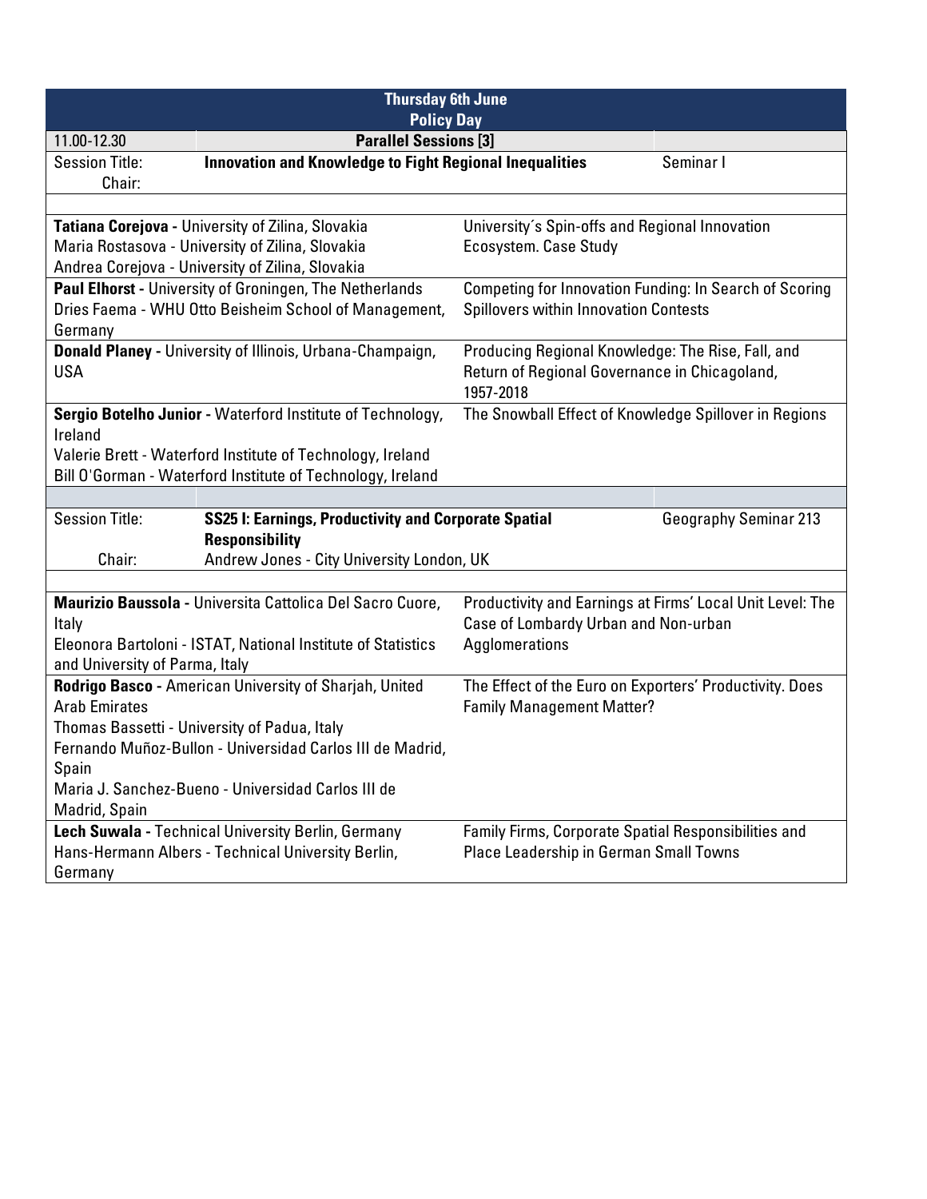| Thursday 6th June<br>Policy Day | | |
|---|---|---|
| 11.00-12.30 | **Parallel Sessions [3]** | |
| Session Title: Chair: | **Innovation and Knowledge to Fight Regional Inequalities** | Seminar I |
| **Tatiana Corejova -** University of Zilina, Slovakia<br>Maria Rostasova - University of Zilina, Slovakia<br>Andrea Corejova - University of Zilina, Slovakia | University´s Spin-offs and Regional Innovation Ecosystem. Case Study | |
| **Paul Elhorst -** University of Groningen, The Netherlands<br>Dries Faema - WHU Otto Beisheim School of Management, Germany | Competing for Innovation Funding: In Search of Scoring Spillovers within Innovation Contests | |
| **Donald Planey -** University of Illinois, Urbana-Champaign, USA | Producing Regional Knowledge: The Rise, Fall, and Return of Regional Governance in Chicagoland, 1957-2018 | |
| **Sergio Botelho Junior -** Waterford Institute of Technology, Ireland<br>Valerie Brett - Waterford Institute of Technology, Ireland<br>Bill O'Gorman - Waterford Institute of Technology, Ireland | The Snowball Effect of Knowledge Spillover in Regions | |
| Session Title: | **SS25 I: Earnings, Productivity and Corporate Spatial Responsibility** | Geography Seminar 213 |
| Chair: | Andrew Jones - City University London, UK | |
| **Maurizio Baussola -** Universita Cattolica Del Sacro Cuore, Italy<br>Eleonora Bartoloni - ISTAT, National Institute of Statistics and University of Parma, Italy | Productivity and Earnings at Firms' Local Unit Level: The Case of Lombardy Urban and Non-urban Agglomerations | |
| **Rodrigo Basco -** American University of Sharjah, United Arab Emirates<br>Thomas Bassetti - University of Padua, Italy<br>Fernando Muñoz-Bullon - Universidad Carlos III de Madrid, Spain<br>Maria J. Sanchez-Bueno - Universidad Carlos III de Madrid, Spain | The Effect of the Euro on Exporters' Productivity. Does Family Management Matter? | |
| **Lech Suwala -** Technical University Berlin, Germany<br>Hans-Hermann Albers - Technical University Berlin, Germany | Family Firms, Corporate Spatial Responsibilities and Place Leadership in German Small Towns | |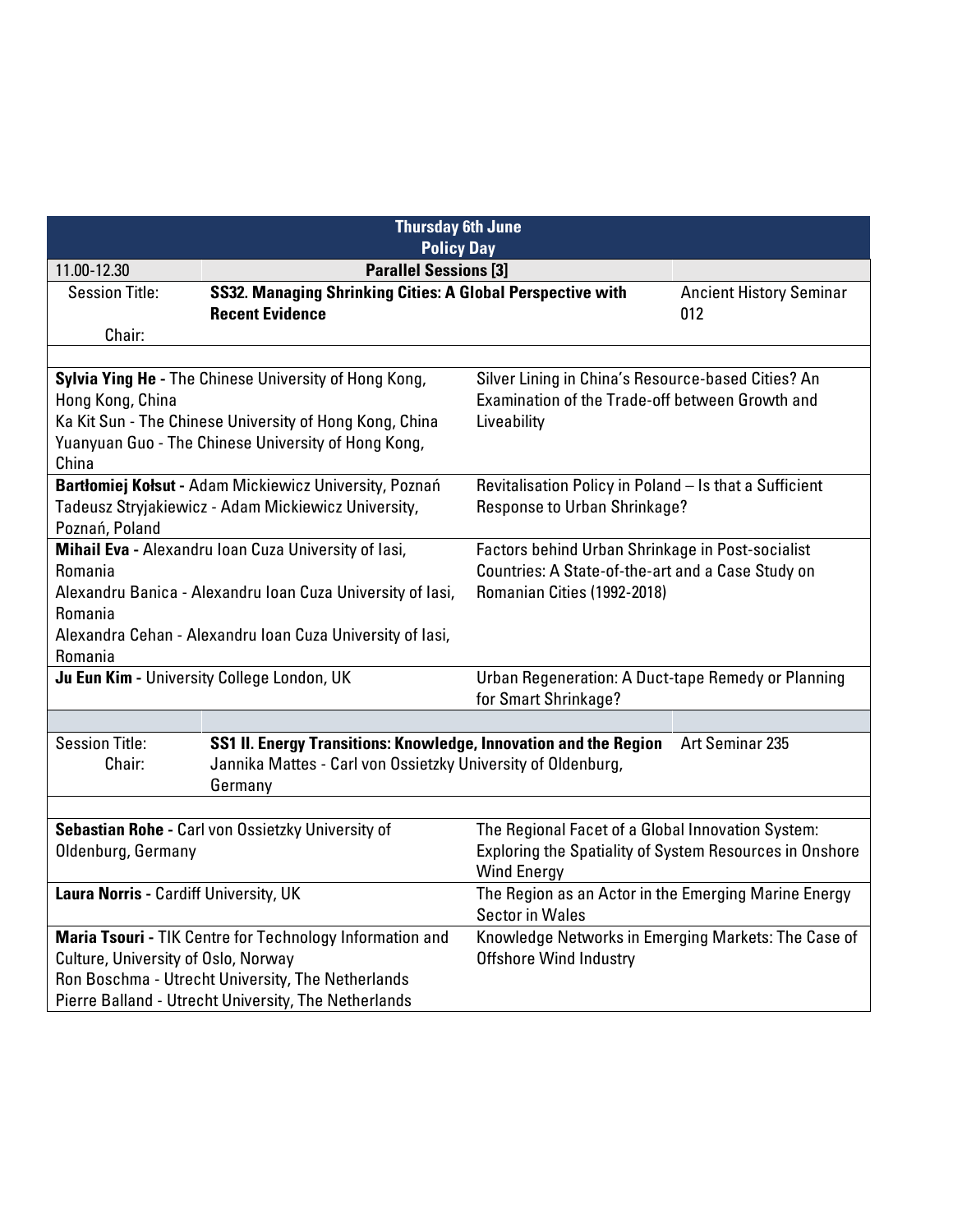| Thursday 6th June<br>Policy Day | | |
|---|---|---|
| 11.00-12.30 | **Parallel Sessions [3]** | |
| Session Title:<br>Chair: | **SS32. Managing Shrinking Cities: A Global Perspective with Recent Evidence** | Ancient History Seminar 012 |
| **Sylvia Ying He -** The Chinese University of Hong Kong, Hong Kong, China<br>Ka Kit Sun - The Chinese University of Hong Kong, China<br>Yuanyuan Guo - The Chinese University of Hong Kong, China | Silver Lining in China's Resource-based Cities? An Examination of the Trade-off between Growth and Liveability | |
| **Bartłomiej Kołsut -** Adam Mickiewicz University, Poznań<br>Tadeusz Stryjakiewicz - Adam Mickiewicz University, Poznań, Poland | Revitalisation Policy in Poland – Is that a Sufficient Response to Urban Shrinkage? | |
| **Mihail Eva -** Alexandru Ioan Cuza University of Iasi, Romania<br>Alexandru Banica - Alexandru Ioan Cuza University of Iasi, Romania<br>Alexandra Cehan - Alexandru Ioan Cuza University of Iasi, Romania | Factors behind Urban Shrinkage in Post-socialist Countries: A State-of-the-art and a Case Study on Romanian Cities (1992-2018) | |
| **Ju Eun Kim -** University College London, UK | Urban Regeneration: A Duct-tape Remedy or Planning for Smart Shrinkage? | |
| Session Title:<br>Chair: | **SS1 II. Energy Transitions: Knowledge, Innovation and the Region**<br>Jannika Mattes - Carl von Ossietzky University of Oldenburg, Germany | Art Seminar 235 |
| **Sebastian Rohe -** Carl von Ossietzky University of Oldenburg, Germany | The Regional Facet of a Global Innovation System: Exploring the Spatiality of System Resources in Onshore Wind Energy | |
| **Laura Norris -** Cardiff University, UK | The Region as an Actor in the Emerging Marine Energy Sector in Wales | |
| **Maria Tsouri -** TIK Centre for Technology Information and Culture, University of Oslo, Norway<br>Ron Boschma - Utrecht University, The Netherlands<br>Pierre Balland - Utrecht University, The Netherlands | Knowledge Networks in Emerging Markets: The Case of Offshore Wind Industry | |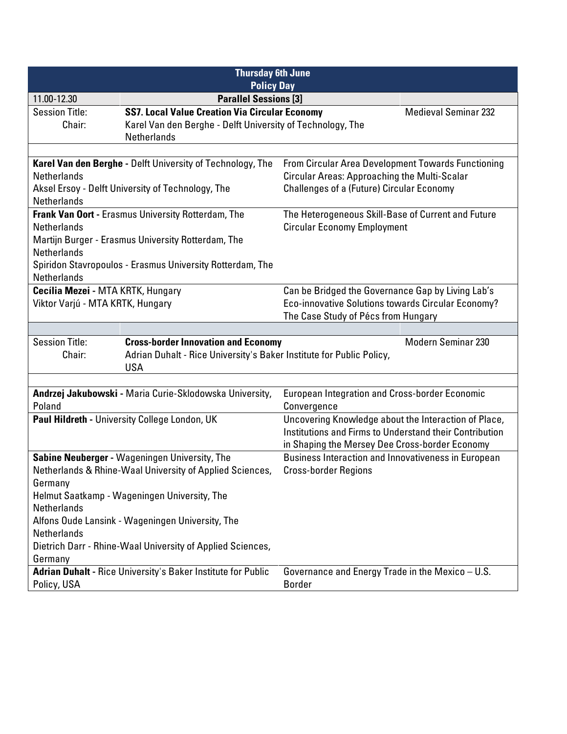| Thursday 6th June<br>Policy Day | | | |
|---|---|---|---|
| 11.00-12.30 | **Parallel Sessions [3]** | | |
| Session Title:<br>Chair: | **SS7. Local Value Creation Via Circular Economy**<br>Karel Van den Berghe - Delft University of Technology, The Netherlands | | Medieval Seminar 232 |
| | | | |
| **Karel Van den Berghe -** Delft University of Technology, The Netherlands<br>Aksel Ersoy - Delft University of Technology, The Netherlands | | From Circular Area Development Towards Functioning Circular Areas: Approaching the Multi-Scalar Challenges of a (Future) Circular Economy | |
| **Frank Van Oort -** Erasmus University Rotterdam, The Netherlands<br>Martijn Burger - Erasmus University Rotterdam, The Netherlands<br>Spiridon Stavropoulos - Erasmus University Rotterdam, The Netherlands | | The Heterogeneous Skill-Base of Current and Future Circular Economy Employment | |
| **Cecília Mezei -** MTA KRTK, Hungary<br>Viktor Varjú - MTA KRTK, Hungary | | Can be Bridged the Governance Gap by Living Lab's Eco-innovative Solutions towards Circular Economy? The Case Study of Pécs from Hungary | |
| | | | |
| Session Title:<br>Chair: | **Cross-border Innovation and Economy**<br>Adrian Duhalt - Rice University's Baker Institute for Public Policy, USA | | Modern Seminar 230 |
| | | | |
| **Andrzej Jakubowski -** Maria Curie-Sklodowska University, Poland | | European Integration and Cross-border Economic Convergence | |
| **Paul Hildreth -** University College London, UK | | Uncovering Knowledge about the Interaction of Place, Institutions and Firms to Understand their Contribution in Shaping the Mersey Dee Cross-border Economy | |
| **Sabine Neuberger -** Wageningen University, The Netherlands & Rhine-Waal University of Applied Sciences, Germany<br>Helmut Saatkamp - Wageningen University, The Netherlands<br>Alfons Oude Lansink - Wageningen University, The Netherlands<br>Dietrich Darr - Rhine-Waal University of Applied Sciences, Germany | | Business Interaction and Innovativeness in European Cross-border Regions | |
| **Adrian Duhalt -** Rice University's Baker Institute for Public Policy, USA | | Governance and Energy Trade in the Mexico – U.S. Border | |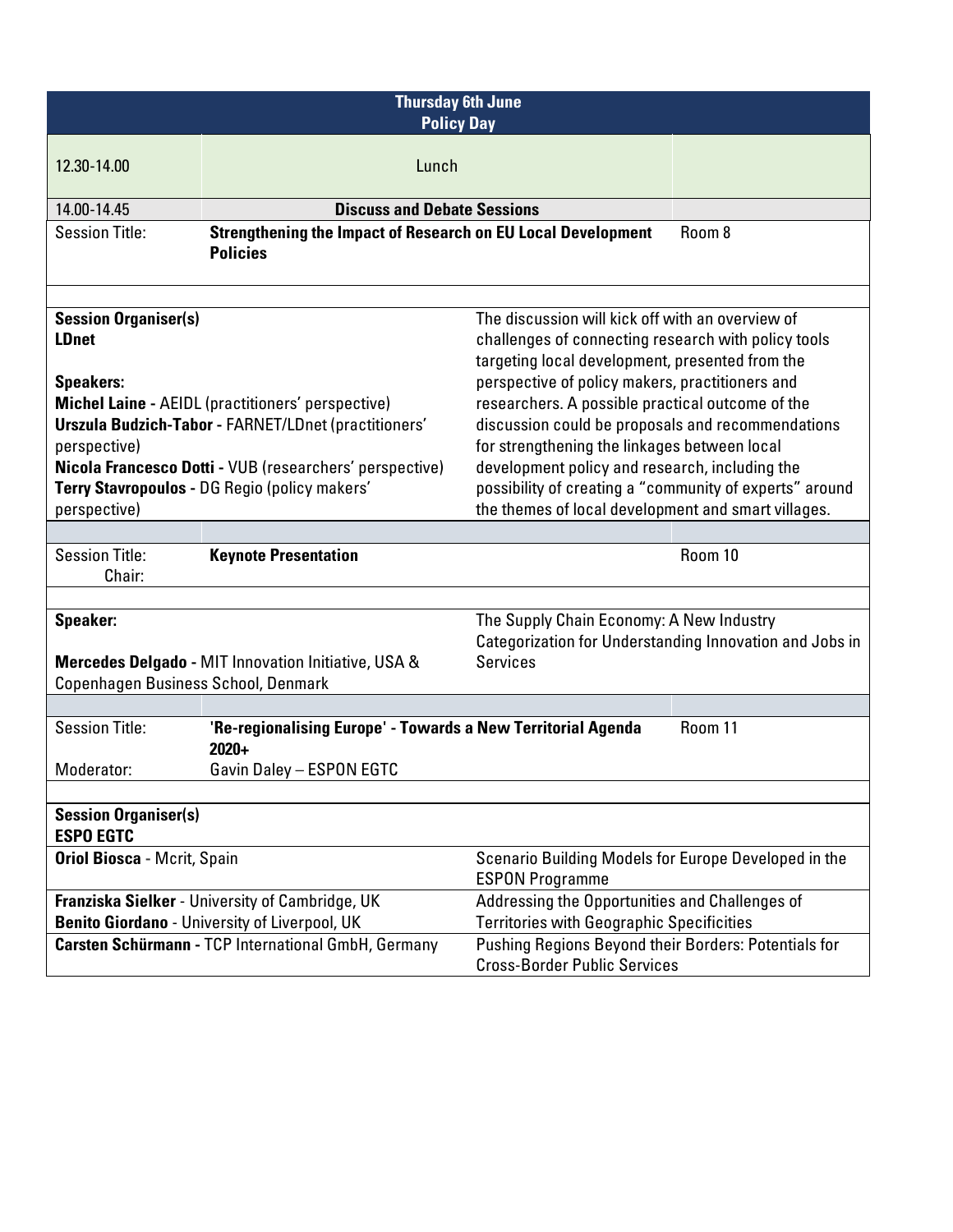| Thursday 6th June<br>Policy Day | | | |
|---|---|---|---|
| 12.30-14.00 | Lunch | | |
| 14.00-14.45 | **Discuss and Debate Sessions** | | |
| Session Title: | **Strengthening the Impact of Research on EU Local Development Policies** | | Room 8 |
| | | | |
| **Session Organiser(s)**<br>**LDnet**<br><br>**Speakers:**<br>**Michel Laine** - AEIDL (practitioners' perspective)<br>**Urszula Budzich-Tabor** - FARNET/LDnet (practitioners' perspective)<br>**Nicola Francesco Dotti** - VUB (researchers' perspective)<br>**Terry Stavropoulos** - DG Regio (policy makers' perspective) | | The discussion will kick off with an overview of challenges of connecting research with policy tools targeting local development, presented from the perspective of policy makers, practitioners and researchers. A possible practical outcome of the discussion could be proposals and recommendations for strengthening the linkages between local development policy and research, including the possibility of creating a "community of experts" around the themes of local development and smart villages. | |
| | | | |
| Session Title:<br>Chair: | **Keynote Presentation** | | Room 10 |
| | | | |
| **Speaker:**<br><br>**Mercedes Delgado** - MIT Innovation Initiative, USA & Copenhagen Business School, Denmark | | The Supply Chain Economy: A New Industry Categorization for Understanding Innovation and Jobs in Services | |
| | | | |
| Session Title:<br><br>Moderator: | **'Re-regionalising Europe' - Towards a New Territorial Agenda 2020+**<br>Gavin Daley – ESPON EGTC | | Room 11 |
| | | | |
| **Session Organiser(s)**<br>**ESPO EGTC** | | | |
| **Oriol Biosca** - Mcrit, Spain | | Scenario Building Models for Europe Developed in the ESPON Programme | |
| **Franziska Sielker** - University of Cambridge, UK<br>**Benito Giordano** - University of Liverpool, UK | | Addressing the Opportunities and Challenges of Territories with Geographic Specificities | |
| **Carsten Schürmann** - TCP International GmbH, Germany | | Pushing Regions Beyond their Borders: Potentials for Cross-Border Public Services | |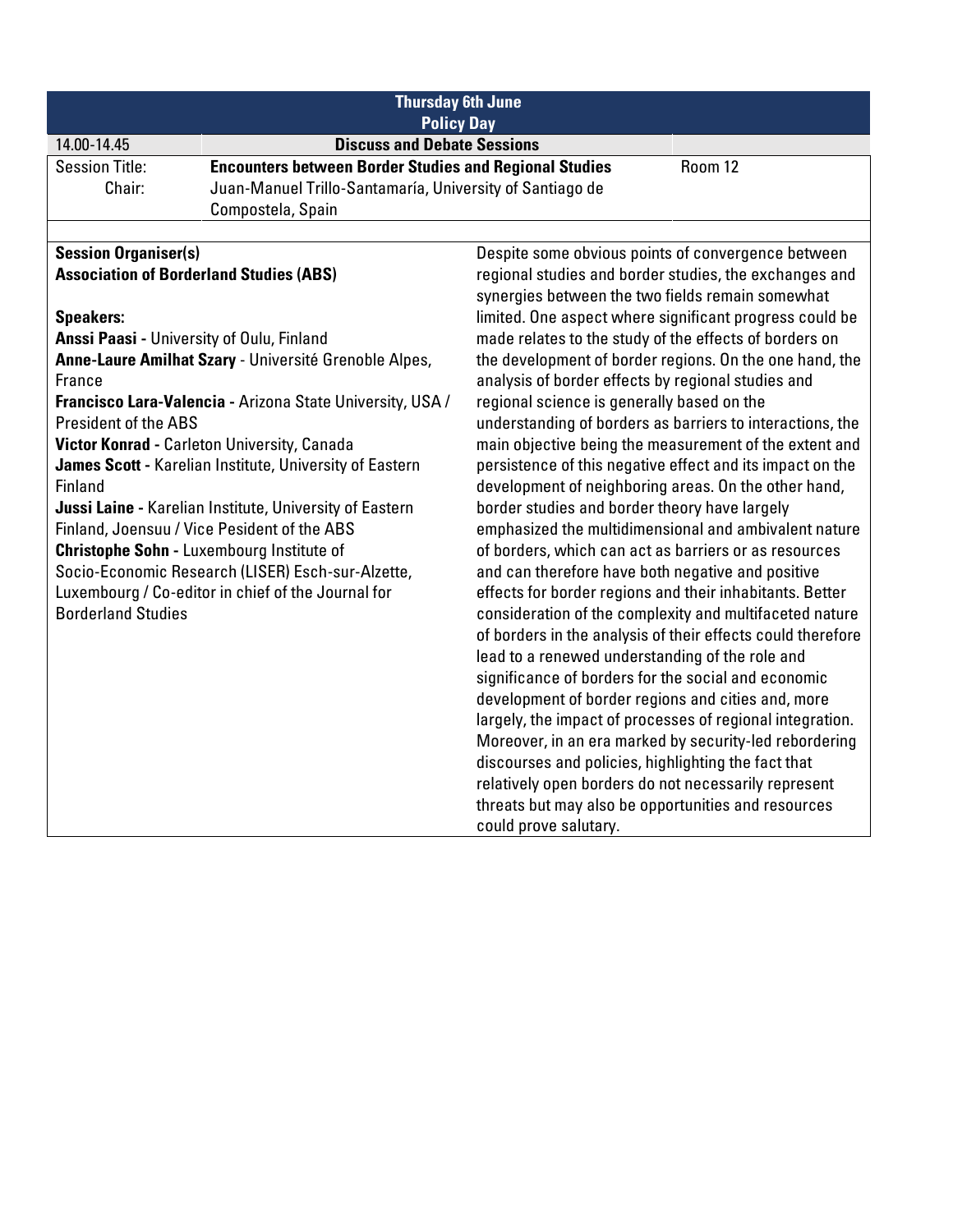| Thursday 6th June<br>Policy Day | | |
|---|---|---|
| 14.00-14.45 | **Discuss and Debate Sessions** | |
| Session Title:<br>Chair: | **Encounters between Border Studies and Regional Studies**<br>Juan-Manuel Trillo-Santamaría, University of Santiago de Compostela, Spain | Room 12 |

**Session Organiser(s)**
**Association of Borderland Studies (ABS)**

**Speakers:**
**Anssi Paasi** - University of Oulu, Finland
**Anne-Laure Amilhat Szary** - Université Grenoble Alpes, France
**Francisco Lara-Valencia** - Arizona State University, USA / President of the ABS
**Victor Konrad** - Carleton University, Canada
**James Scott** - Karelian Institute, University of Eastern Finland
**Jussi Laine** - Karelian Institute, University of Eastern Finland, Joensuu / Vice Pesident of the ABS
**Christophe Sohn** - Luxembourg Institute of Socio-Economic Research (LISER) Esch-sur-Alzette, Luxembourg / Co-editor in chief of the Journal for Borderland Studies

Despite some obvious points of convergence between regional studies and border studies, the exchanges and synergies between the two fields remain somewhat limited. One aspect where significant progress could be made relates to the study of the effects of borders on the development of border regions. On the one hand, the analysis of border effects by regional studies and regional science is generally based on the understanding of borders as barriers to interactions, the main objective being the measurement of the extent and persistence of this negative effect and its impact on the development of neighboring areas. On the other hand, border studies and border theory have largely emphasized the multidimensional and ambivalent nature of borders, which can act as barriers or as resources and can therefore have both negative and positive effects for border regions and their inhabitants. Better consideration of the complexity and multifaceted nature of borders in the analysis of their effects could therefore lead to a renewed understanding of the role and significance of borders for the social and economic development of border regions and cities and, more largely, the impact of processes of regional integration. Moreover, in an era marked by security-led rebordering discourses and policies, highlighting the fact that relatively open borders do not necessarily represent threats but may also be opportunities and resources could prove salutary.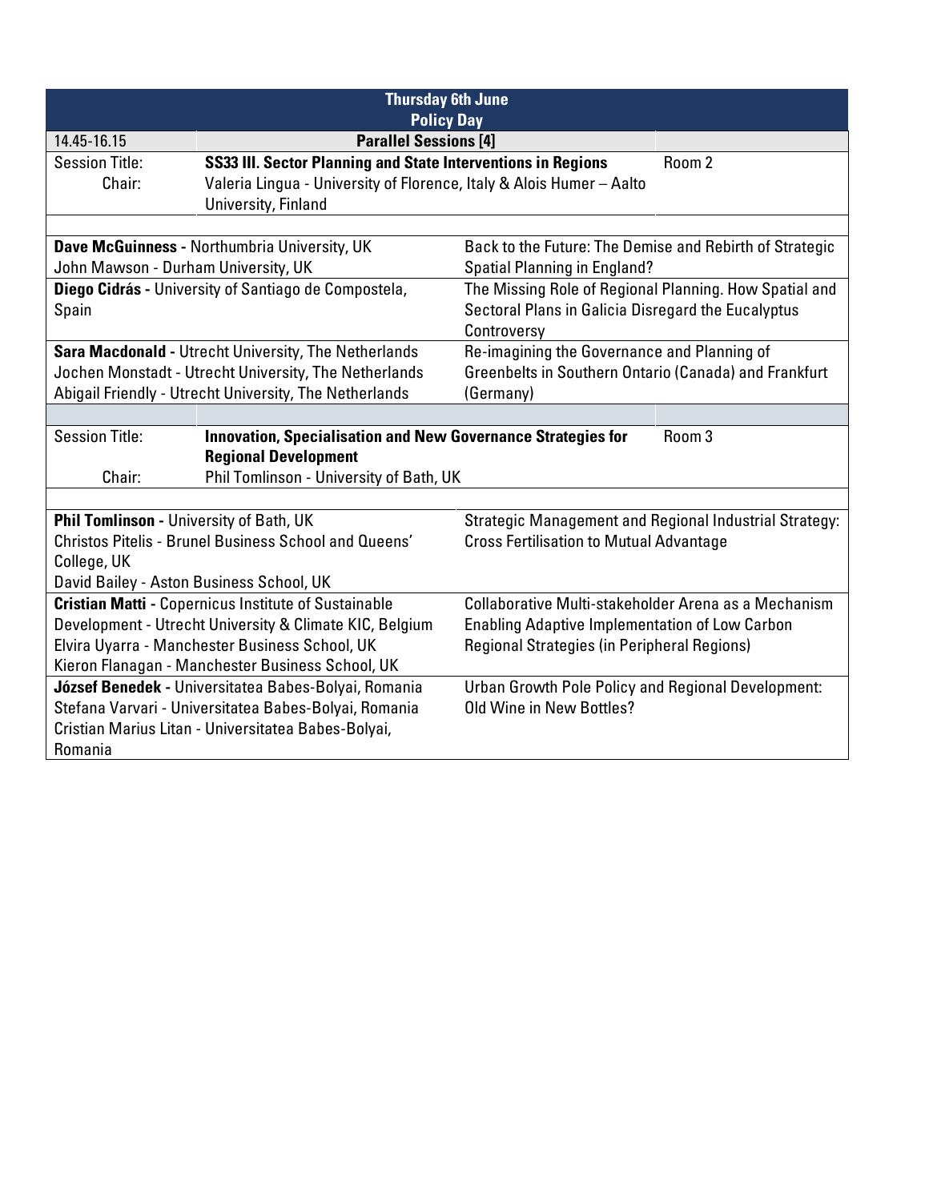## Thursday 6th June
## Policy Day

| 14.45-16.15 | **Parallel Sessions [4]** | |
|---|---|---|
| Session Title: | **SS33 III. Sector Planning and State Interventions in Regions** | Room 2 |
| Chair: | Valeria Lingua - University of Florence, Italy & Alois Humer – Aalto University, Finland | |

| Authors | Title |
|---|---|
| **Dave McGuinness -** Northumbria University, UK<br>John Mawson - Durham University, UK | Back to the Future: The Demise and Rebirth of Strategic Spatial Planning in England? |
| **Diego Cidrás -** University of Santiago de Compostela, Spain | The Missing Role of Regional Planning. How Spatial and Sectoral Plans in Galicia Disregard the Eucalyptus Controversy |
| **Sara Macdonald -** Utrecht University, The Netherlands<br>Jochen Monstadt - Utrecht University, The Netherlands<br>Abigail Friendly - Utrecht University, The Netherlands | Re-imagining the Governance and Planning of Greenbelts in Southern Ontario (Canada) and Frankfurt (Germany) |

| Session Title: | **Innovation, Specialisation and New Governance Strategies for Regional Development** | Room 3 |
|---|---|---|
| Chair: | Phil Tomlinson - University of Bath, UK | |

| Authors | Title |
|---|---|
| **Phil Tomlinson -** University of Bath, UK<br>Christos Pitelis - Brunel Business School and Queens' College, UK<br>David Bailey - Aston Business School, UK | Strategic Management and Regional Industrial Strategy: Cross Fertilisation to Mutual Advantage |
| **Cristian Matti -** Copernicus Institute of Sustainable Development - Utrecht University & Climate KIC, Belgium<br>Elvira Uyarra - Manchester Business School, UK<br>Kieron Flanagan - Manchester Business School, UK | Collaborative Multi-stakeholder Arena as a Mechanism Enabling Adaptive Implementation of Low Carbon Regional Strategies (in Peripheral Regions) |
| **József Benedek -** Universitatea Babes-Bolyai, Romania<br>Stefana Varvari - Universitatea Babes-Bolyai, Romania<br>Cristian Marius Litan - Universitatea Babes-Bolyai, Romania | Urban Growth Pole Policy and Regional Development: Old Wine in New Bottles? |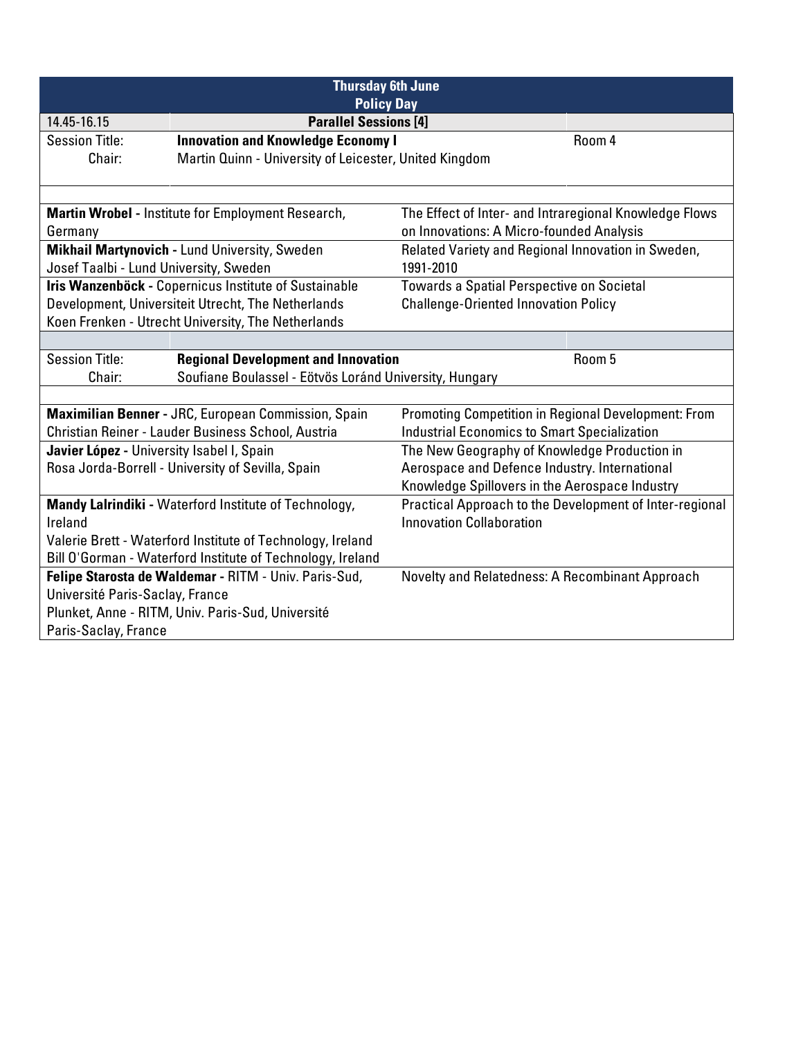| Thursday 6th June<br>Policy Day | | |
|---|---|---|
| 14.45-16.15 | **Parallel Sessions [4]** | |
| Session Title:<br>Chair: | **Innovation and Knowledge Economy I**<br>Martin Quinn - University of Leicester, United Kingdom | Room 4 |

| Presenters | Title |
|---|---|
| **Martin Wrobel** - Institute for Employment Research, Germany | The Effect of Inter- and Intraregional Knowledge Flows on Innovations: A Micro-founded Analysis |
| **Mikhail Martynovich** - Lund University, Sweden<br>Josef Taalbi - Lund University, Sweden | Related Variety and Regional Innovation in Sweden, 1991-2010 |
| **Iris Wanzenböck** - Copernicus Institute of Sustainable Development, Universiteit Utrecht, The Netherlands<br>Koen Frenken - Utrecht University, The Netherlands | Towards a Spatial Perspective on Societal Challenge-Oriented Innovation Policy |

| Session Title:<br>Chair: | **Regional Development and Innovation**<br>Soufiane Boulassel - Eötvös Loránd University, Hungary | Room 5 |
|---|---|---|

| Presenters | Title |
|---|---|
| **Maximilian Benner** - JRC, European Commission, Spain<br>Christian Reiner - Lauder Business School, Austria | Promoting Competition in Regional Development: From Industrial Economics to Smart Specialization |
| **Javier López** - University Isabel I, Spain<br>Rosa Jorda-Borrell - University of Sevilla, Spain | The New Geography of Knowledge Production in Aerospace and Defence Industry. International Knowledge Spillovers in the Aerospace Industry |
| **Mandy Lalrindiki** - Waterford Institute of Technology, Ireland<br>Valerie Brett - Waterford Institute of Technology, Ireland<br>Bill O'Gorman - Waterford Institute of Technology, Ireland | Practical Approach to the Development of Inter-regional Innovation Collaboration |
| **Felipe Starosta de Waldemar** - RITM - Univ. Paris-Sud, Université Paris-Saclay, France<br>Plunket, Anne - RITM, Univ. Paris-Sud, Université Paris-Saclay, France | Novelty and Relatedness: A Recombinant Approach |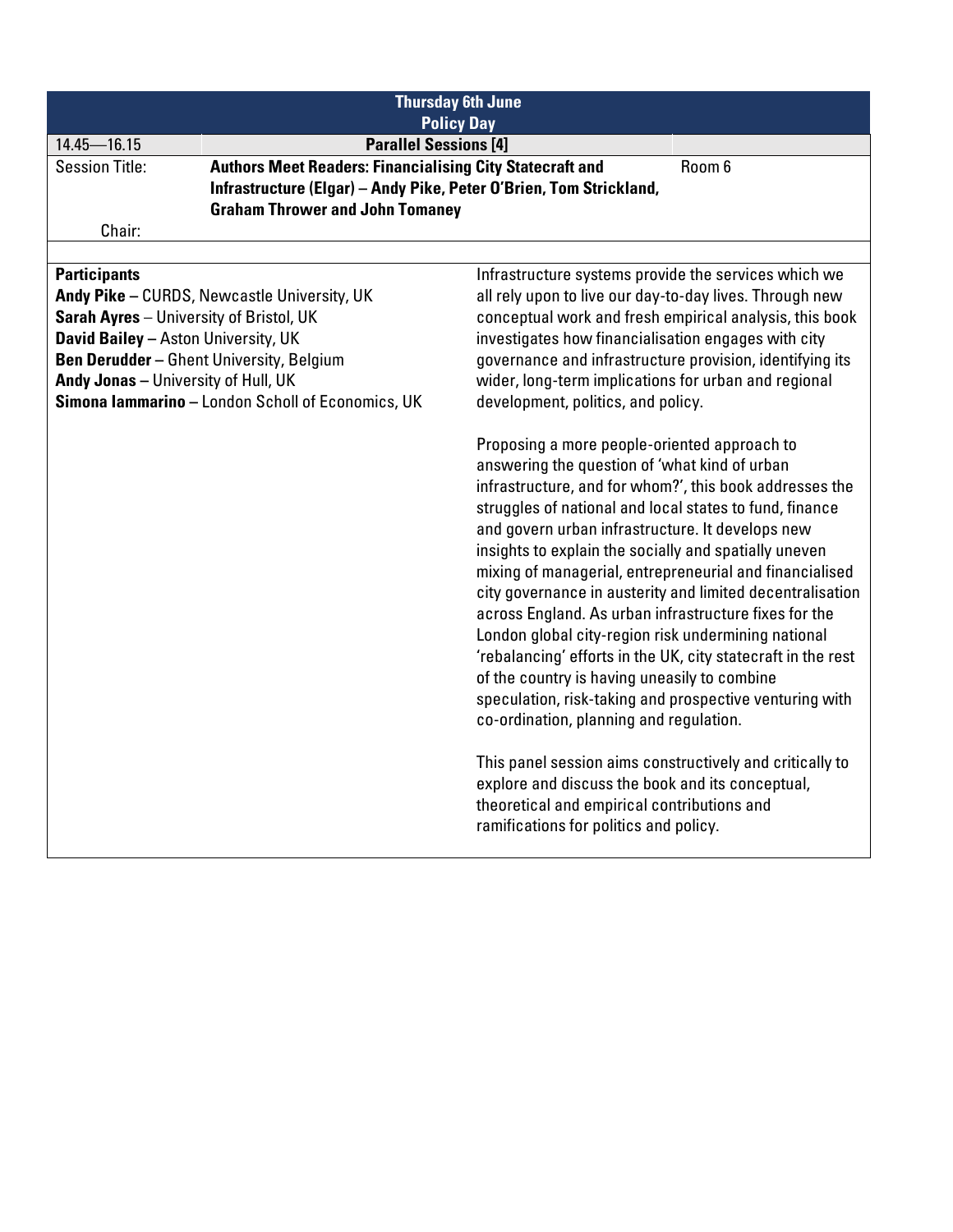| Thursday 6th June<br>Policy Day | | |
|---|---|---|
| 14.45—16.15 | **Parallel Sessions [4]** | |
| Session Title: | **Authors Meet Readers: Financialising City Statecraft and Infrastructure (Elgar) – Andy Pike, Peter O'Brien, Tom Strickland, Graham Thrower and John Tomaney** | Room 6 |
| Chair: | | |

**Participants**

**Andy Pike** – CURDS, Newcastle University, UK
**Sarah Ayres** – University of Bristol, UK
**David Bailey** – Aston University, UK
**Ben Derudder** – Ghent University, Belgium
**Andy Jonas** – University of Hull, UK
**Simona Iammarino** – London Scholl of Economics, UK

Infrastructure systems provide the services which we all rely upon to live our day-to-day lives. Through new conceptual work and fresh empirical analysis, this book investigates how financialisation engages with city governance and infrastructure provision, identifying its wider, long-term implications for urban and regional development, politics, and policy.

Proposing a more people-oriented approach to answering the question of 'what kind of urban infrastructure, and for whom?', this book addresses the struggles of national and local states to fund, finance and govern urban infrastructure. It develops new insights to explain the socially and spatially uneven mixing of managerial, entrepreneurial and financialised city governance in austerity and limited decentralisation across England. As urban infrastructure fixes for the London global city-region risk undermining national 'rebalancing' efforts in the UK, city statecraft in the rest of the country is having uneasily to combine speculation, risk-taking and prospective venturing with co-ordination, planning and regulation.

This panel session aims constructively and critically to explore and discuss the book and its conceptual, theoretical and empirical contributions and ramifications for politics and policy.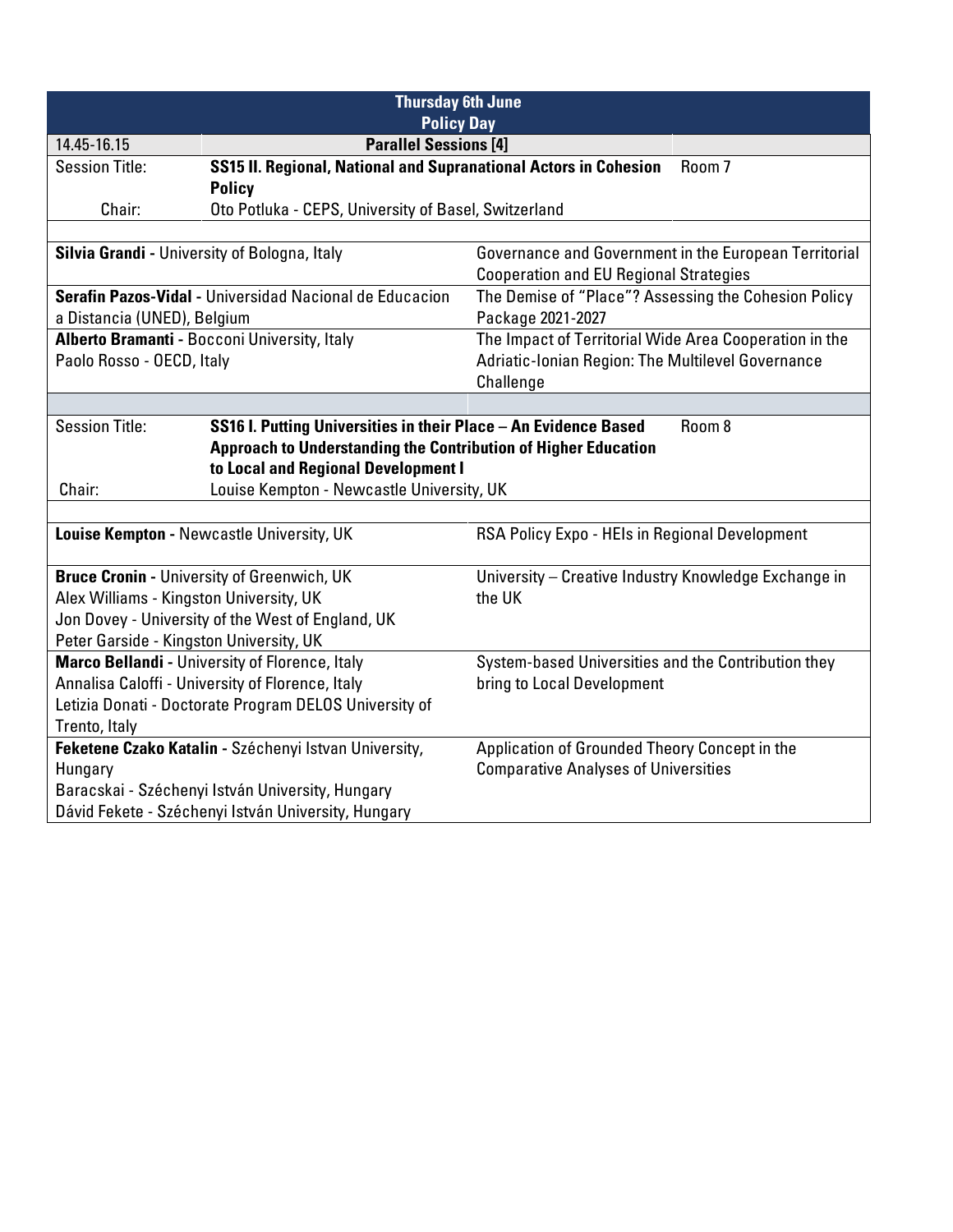| Thursday 6th June<br>Policy Day | | |
|---|---|---|
| 14.45-16.15 | **Parallel Sessions [4]** | |
| Session Title: | **SS15 II. Regional, National and Supranational Actors in Cohesion Policy** | Room 7 |
| Chair: | Oto Potluka - CEPS, University of Basel, Switzerland | |

| Presenter | Title |
|---|---|
| **Silvia Grandi -** University of Bologna, Italy | Governance and Government in the European Territorial Cooperation and EU Regional Strategies |
| **Serafin Pazos-Vidal -** Universidad Nacional de Educacion a Distancia (UNED), Belgium | The Demise of "Place"? Assessing the Cohesion Policy Package 2021-2027 |
| **Alberto Bramanti -** Bocconi University, Italy<br>Paolo Rosso - OECD, Italy | The Impact of Territorial Wide Area Cooperation in the Adriatic-Ionian Region: The Multilevel Governance Challenge |

| | | |
|---|---|---|
| Session Title: | **SS16 I. Putting Universities in their Place – An Evidence Based Approach to Understanding the Contribution of Higher Education to Local and Regional Development I** | Room 8 |
| Chair: | Louise Kempton - Newcastle University, UK | |

| Presenter | Title |
|---|---|
| **Louise Kempton -** Newcastle University, UK | RSA Policy Expo - HEIs in Regional Development |
| **Bruce Cronin -** University of Greenwich, UK<br>Alex Williams - Kingston University, UK<br>Jon Dovey - University of the West of England, UK<br>Peter Garside - Kingston University, UK | University – Creative Industry Knowledge Exchange in the UK |
| **Marco Bellandi -** University of Florence, Italy<br>Annalisa Caloffi - University of Florence, Italy<br>Letizia Donati - Doctorate Program DELOS University of Trento, Italy | System-based Universities and the Contribution they bring to Local Development |
| **Feketene Czako Katalin -** Széchenyi Istvan University, Hungary<br>Baracskai - Széchenyi István University, Hungary<br>Dávid Fekete - Széchenyi István University, Hungary | Application of Grounded Theory Concept in the Comparative Analyses of Universities |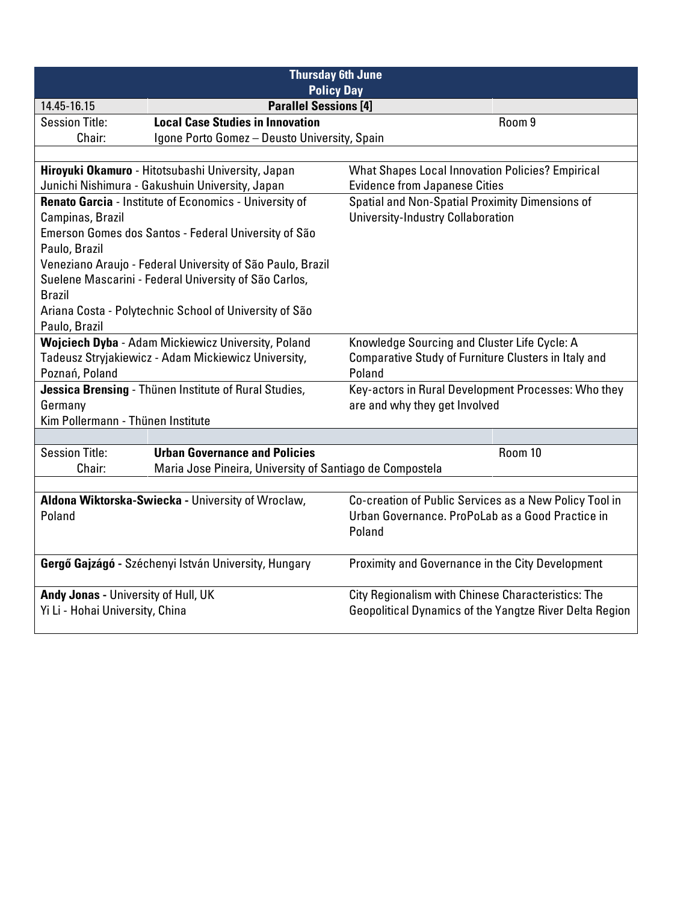| Thursday 6th June<br>Policy Day | | |
|---|---|---|
| 14.45-16.15 | **Parallel Sessions [4]** | |
| Session Title: | **Local Case Studies in Innovation** | Room 9 |
| Chair: | Igone Porto Gomez – Deusto University, Spain | |

| Authors | Title |
|---|---|
| **Hiroyuki Okamuro** - Hitotsubashi University, Japan<br>Junichi Nishimura - Gakushuin University, Japan | What Shapes Local Innovation Policies? Empirical Evidence from Japanese Cities |
| **Renato Garcia** - Institute of Economics - University of Campinas, Brazil<br>Emerson Gomes dos Santos - Federal University of São Paulo, Brazil<br>Veneziano Araujo - Federal University of São Paulo, Brazil<br>Suelene Mascarini - Federal University of São Carlos, Brazil<br>Ariana Costa - Polytechnic School of University of São Paulo, Brazil | Spatial and Non-Spatial Proximity Dimensions of University-Industry Collaboration |
| **Wojciech Dyba** - Adam Mickiewicz University, Poland<br>Tadeusz Stryjakiewicz - Adam Mickiewicz University, Poznań, Poland | Knowledge Sourcing and Cluster Life Cycle: A Comparative Study of Furniture Clusters in Italy and Poland |
| **Jessica Brensing** - Thünen Institute of Rural Studies, Germany<br>Kim Pollermann - Thünen Institute | Key-actors in Rural Development Processes: Who they are and why they get Involved |

| | | |
|---|---|---|
| Session Title: | **Urban Governance and Policies** | Room 10 |
| Chair: | Maria Jose Pineira, University of Santiago de Compostela | |

| Authors | Title |
|---|---|
| **Aldona Wiktorska-Swiecka -** University of Wroclaw, Poland | Co-creation of Public Services as a New Policy Tool in Urban Governance. ProPoLab as a Good Practice in Poland |
| **Gergő Gajzágó -** Széchenyi István University, Hungary | Proximity and Governance in the City Development |
| **Andy Jonas -** University of Hull, UK<br>Yi Li - Hohai University, China | City Regionalism with Chinese Characteristics: The Geopolitical Dynamics of the Yangtze River Delta Region |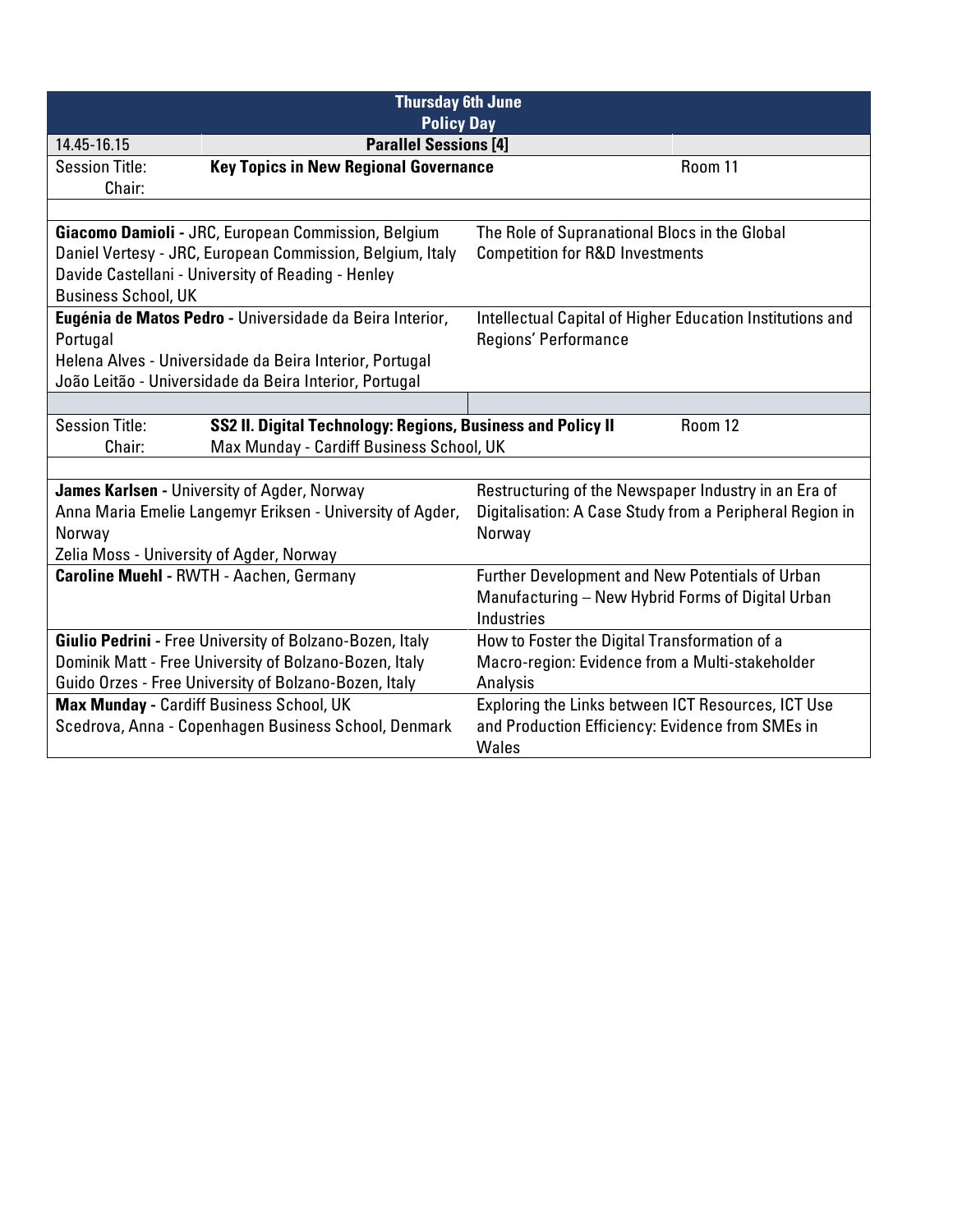| Thursday 6th June<br>Policy Day | | |
|---|---|---|
| 14.45-16.15 | **Parallel Sessions [4]** | |
| Session Title:<br>Chair: | **Key Topics in New Regional Governance** | Room 11 |
| | | |
| **Giacomo Damioli -** JRC, European Commission, Belgium<br>Daniel Vertesy - JRC, European Commission, Belgium, Italy<br>Davide Castellani - University of Reading - Henley Business School, UK | The Role of Supranational Blocs in the Global Competition for R&D Investments | |
| **Eugénia de Matos Pedro -** Universidade da Beira Interior, Portugal<br>Helena Alves - Universidade da Beira Interior, Portugal<br>João Leitão - Universidade da Beira Interior, Portugal | Intellectual Capital of Higher Education Institutions and Regions' Performance | |
| | | |
| Session Title:<br>Chair: | **SS2 II. Digital Technology: Regions, Business and Policy II**<br>Max Munday - Cardiff Business School, UK | Room 12 |
| | | |
| **James Karlsen -** University of Agder, Norway<br>Anna Maria Emelie Langemyr Eriksen - University of Agder, Norway<br>Zelia Moss - University of Agder, Norway | Restructuring of the Newspaper Industry in an Era of Digitalisation: A Case Study from a Peripheral Region in Norway | |
| **Caroline Muehl -** RWTH - Aachen, Germany | Further Development and New Potentials of Urban Manufacturing – New Hybrid Forms of Digital Urban Industries | |
| **Giulio Pedrini -** Free University of Bolzano-Bozen, Italy<br>Dominik Matt - Free University of Bolzano-Bozen, Italy<br>Guido Orzes - Free University of Bolzano-Bozen, Italy | How to Foster the Digital Transformation of a Macro-region: Evidence from a Multi-stakeholder Analysis | |
| **Max Munday -** Cardiff Business School, UK<br>Scedrova, Anna - Copenhagen Business School, Denmark | Exploring the Links between ICT Resources, ICT Use and Production Efficiency: Evidence from SMEs in Wales | |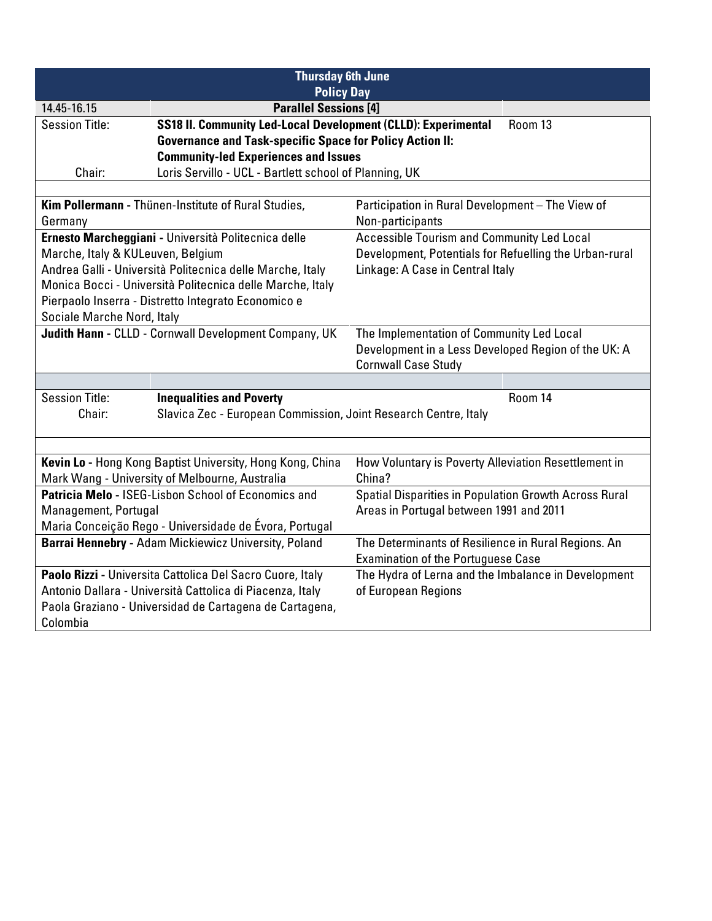## Thursday 6th June
## Policy Day

| 14.45-16.15 | **Parallel Sessions [4]** | |
|---|---|---|
| Session Title: | **SS18 II. Community Led-Local Development (CLLD): Experimental Governance and Task-specific Space for Policy Action II: Community-led Experiences and Issues** | Room 13 |
| Chair: | Loris Servillo - UCL - Bartlett school of Planning, UK | |

| Authors | Title |
|---|---|
| **Kim Pollermann -** Thünen-Institute of Rural Studies, Germany | Participation in Rural Development – The View of Non-participants |
| **Ernesto Marcheggiani -** Università Politecnica delle Marche, Italy & KULeuven, Belgium<br>Andrea Galli - Università Politecnica delle Marche, Italy<br>Monica Bocci - Università Politecnica delle Marche, Italy<br>Pierpaolo Inserra - Distretto Integrato Economico e Sociale Marche Nord, Italy | Accessible Tourism and Community Led Local Development, Potentials for Refuelling the Urban-rural Linkage: A Case in Central Italy |
| **Judith Hann -** CLLD - Cornwall Development Company, UK | The Implementation of Community Led Local Development in a Less Developed Region of the UK: A Cornwall Case Study |

| | | |
|---|---|---|
| Session Title: | **Inequalities and Poverty** | Room 14 |
| Chair: | Slavica Zec - European Commission, Joint Research Centre, Italy | |

| Authors | Title |
|---|---|
| **Kevin Lo -** Hong Kong Baptist University, Hong Kong, China<br>Mark Wang - University of Melbourne, Australia | How Voluntary is Poverty Alleviation Resettlement in China? |
| **Patricia Melo -** ISEG-Lisbon School of Economics and Management, Portugal<br>Maria Conceição Rego - Universidade de Évora, Portugal | Spatial Disparities in Population Growth Across Rural Areas in Portugal between 1991 and 2011 |
| **Barrai Hennebry -** Adam Mickiewicz University, Poland | The Determinants of Resilience in Rural Regions. An Examination of the Portuguese Case |
| **Paolo Rizzi -** Universita Cattolica Del Sacro Cuore, Italy<br>Antonio Dallara - Università Cattolica di Piacenza, Italy<br>Paola Graziano - Universidad de Cartagena de Cartagena, Colombia | The Hydra of Lerna and the Imbalance in Development of European Regions |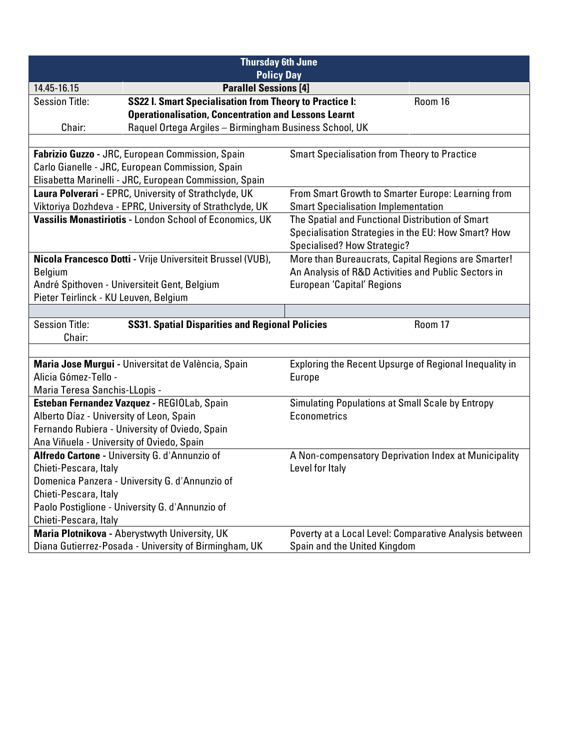## Thursday 6th June
### Policy Day

| 14.45-16.15 | **Parallel Sessions [4]** | |
|---|---|---|
| Session Title: | **SS22 I. Smart Specialisation from Theory to Practice I: Operationalisation, Concentration and Lessons Learnt** | Room 16 |
| Chair: | Raquel Ortega Argiles – Birmingham Business School, UK | |

| Authors | Title |
|---|---|
| **Fabrizio Guzzo -** JRC, European Commission, Spain<br>Carlo Gianelle - JRC, European Commission, Spain<br>Elisabetta Marinelli - JRC, European Commission, Spain | Smart Specialisation from Theory to Practice |
| **Laura Polverari -** EPRC, University of Strathclyde, UK<br>Viktoriya Dozhdeva - EPRC, University of Strathclyde, UK | From Smart Growth to Smarter Europe: Learning from Smart Specialisation Implementation |
| **Vassilis Monastiriotis -** London School of Economics, UK | The Spatial and Functional Distribution of Smart Specialisation Strategies in the EU: How Smart? How Specialised? How Strategic? |
| **Nicola Francesco Dotti -** Vrije Universiteit Brussel (VUB), Belgium<br>André Spithoven - Universiteit Gent, Belgium<br>Pieter Teirlinck - KU Leuven, Belgium | More than Bureaucrats, Capital Regions are Smarter! An Analysis of R&D Activities and Public Sectors in European 'Capital' Regions |

| Session Title: | **SS31. Spatial Disparities and Regional Policies** | Room 17 |
|---|---|---|
| Chair: | | |

| Authors | Title |
|---|---|
| **Maria Jose Murgui -** Universitat de València, Spain<br>Alicia Gómez-Tello -<br>Maria Teresa Sanchis-LLopis - | Exploring the Recent Upsurge of Regional Inequality in Europe |
| **Esteban Fernandez Vazquez -** REGIOLab, Spain<br>Alberto Díaz - University of Leon, Spain<br>Fernando Rubiera - University of Oviedo, Spain<br>Ana Viñuela - University of Oviedo, Spain | Simulating Populations at Small Scale by Entropy Econometrics |
| **Alfredo Cartone -** University G. d'Annunzio of Chieti-Pescara, Italy<br>Domenica Panzera - University G. d'Annunzio of Chieti-Pescara, Italy<br>Paolo Postiglione - University G. d'Annunzio of Chieti-Pescara, Italy | A Non-compensatory Deprivation Index at Municipality Level for Italy |
| **Maria Plotnikova -** Aberystwyth University, UK<br>Diana Gutierrez-Posada - University of Birmingham, UK | Poverty at a Local Level: Comparative Analysis between Spain and the United Kingdom |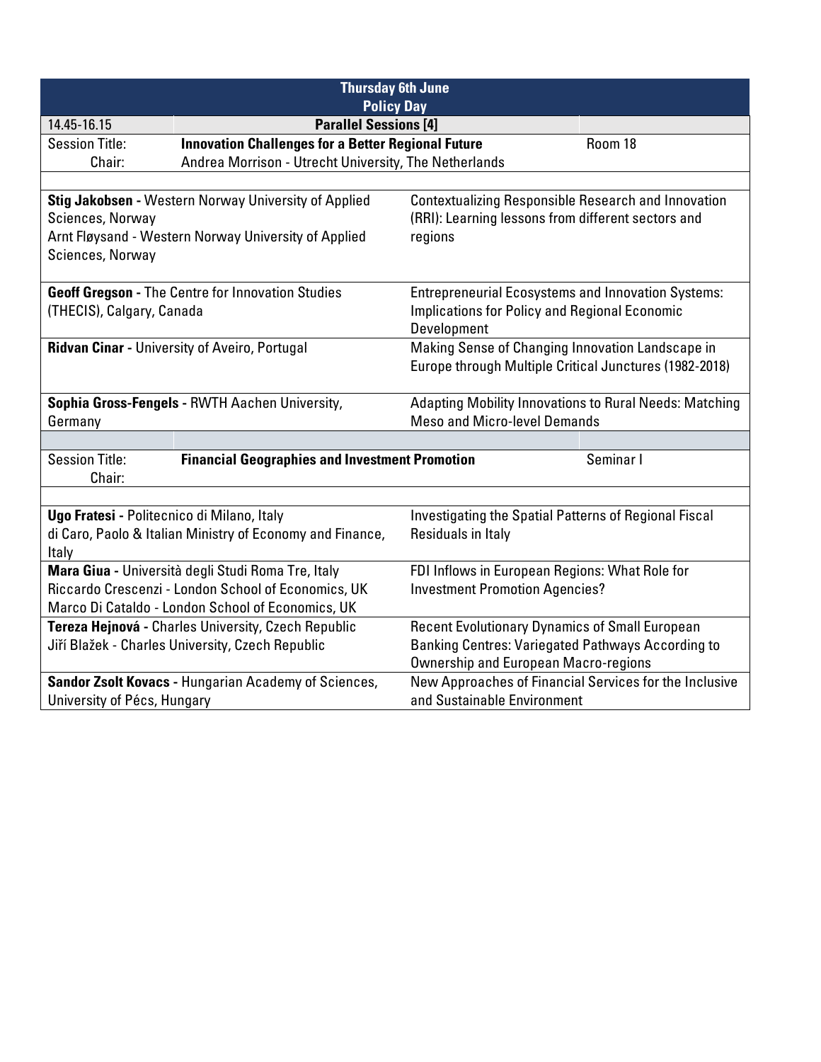| Thursday 6th June<br>Policy Day | | | |
|---|---|---|---|
| 14.45-16.15 | **Parallel Sessions [4]** | | |
| Session Title:<br>Chair: | **Innovation Challenges for a Better Regional Future**<br>Andrea Morrison - Utrecht University, The Netherlands | | Room 18 |
| | | | |
| **Stig Jakobsen** - Western Norway University of Applied Sciences, Norway<br>Arnt Fløysand - Western Norway University of Applied Sciences, Norway | | Contextualizing Responsible Research and Innovation (RRI): Learning lessons from different sectors and regions | |
| **Geoff Gregson** - The Centre for Innovation Studies (THECIS), Calgary, Canada | | Entrepreneurial Ecosystems and Innovation Systems: Implications for Policy and Regional Economic Development | |
| **Ridvan Cinar** - University of Aveiro, Portugal | | Making Sense of Changing Innovation Landscape in Europe through Multiple Critical Junctures (1982-2018) | |
| **Sophia Gross-Fengels** - RWTH Aachen University, Germany | | Adapting Mobility Innovations to Rural Needs: Matching Meso and Micro-level Demands | |
| | | | |
| Session Title:<br>Chair: | **Financial Geographies and Investment Promotion** | | Seminar I |
| | | | |
| **Ugo Fratesi** - Politecnico di Milano, Italy<br>di Caro, Paolo & Italian Ministry of Economy and Finance, Italy | | Investigating the Spatial Patterns of Regional Fiscal Residuals in Italy | |
| **Mara Giua** - Università degli Studi Roma Tre, Italy<br>Riccardo Crescenzi - London School of Economics, UK<br>Marco Di Cataldo - London School of Economics, UK | | FDI Inflows in European Regions: What Role for Investment Promotion Agencies? | |
| **Tereza Hejnová** - Charles University, Czech Republic<br>Jiří Blažek - Charles University, Czech Republic | | Recent Evolutionary Dynamics of Small European Banking Centres: Variegated Pathways According to Ownership and European Macro-regions | |
| **Sandor Zsolt Kovacs** - Hungarian Academy of Sciences, University of Pécs, Hungary | | New Approaches of Financial Services for the Inclusive and Sustainable Environment | |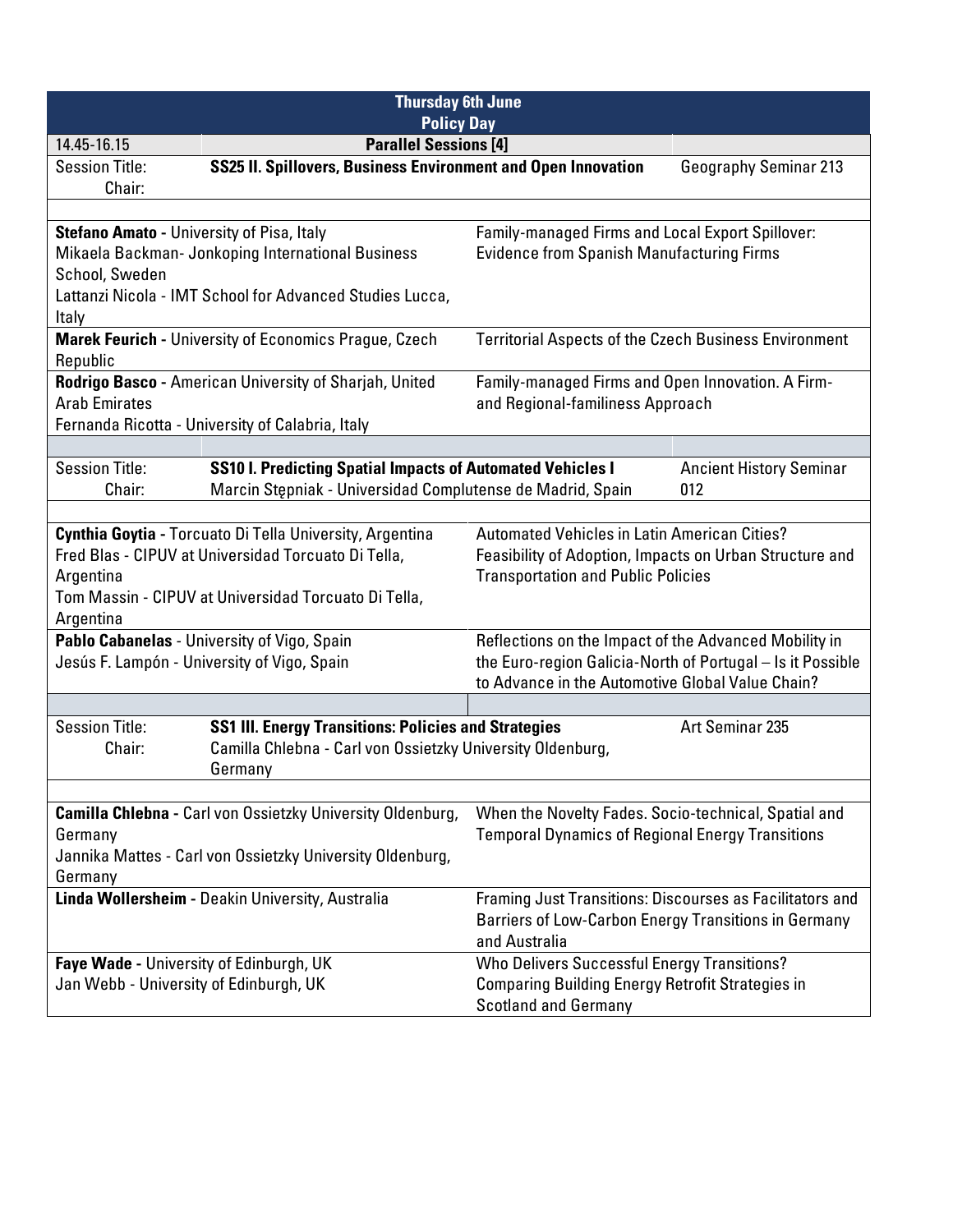## Thursday 6th June
## Policy Day

**14.45-16.15 — Parallel Sessions [4]**

| | | |
|---|---|---|
| Session Title: | **SS25 II. Spillovers, Business Environment and Open Innovation** | Geography Seminar 213 |
| Chair: | | |

| Presenters | Title |
|---|---|
| **Stefano Amato -** University of Pisa, Italy<br>Mikaela Backman- Jonkoping International Business School, Sweden<br>Lattanzi Nicola - IMT School for Advanced Studies Lucca, Italy | Family-managed Firms and Local Export Spillover: Evidence from Spanish Manufacturing Firms |
| **Marek Feurich -** University of Economics Prague, Czech Republic | Territorial Aspects of the Czech Business Environment |
| **Rodrigo Basco -** American University of Sharjah, United Arab Emirates<br>Fernanda Ricotta - University of Calabria, Italy | Family-managed Firms and Open Innovation. A Firm- and Regional-familiness Approach |

| | | |
|---|---|---|
| Session Title: | **SS10 I. Predicting Spatial Impacts of Automated Vehicles I** | Ancient History Seminar 012 |
| Chair: | Marcin Stępniak - Universidad Complutense de Madrid, Spain | |

| Presenters | Title |
|---|---|
| **Cynthia Goytia -** Torcuato Di Tella University, Argentina<br>Fred Blas - CIPUV at Universidad Torcuato Di Tella, Argentina<br>Tom Massin - CIPUV at Universidad Torcuato Di Tella, Argentina | Automated Vehicles in Latin American Cities? Feasibility of Adoption, Impacts on Urban Structure and Transportation and Public Policies |
| **Pablo Cabanelas** - University of Vigo, Spain<br>Jesús F. Lampón - University of Vigo, Spain | Reflections on the Impact of the Advanced Mobility in the Euro-region Galicia-North of Portugal – Is it Possible to Advance in the Automotive Global Value Chain? |

| | | |
|---|---|---|
| Session Title: | **SS1 III. Energy Transitions: Policies and Strategies** | Art Seminar 235 |
| Chair: | Camilla Chlebna - Carl von Ossietzky University Oldenburg, Germany | |

| Presenters | Title |
|---|---|
| **Camilla Chlebna -** Carl von Ossietzky University Oldenburg, Germany<br>Jannika Mattes - Carl von Ossietzky University Oldenburg, Germany | When the Novelty Fades. Socio-technical, Spatial and Temporal Dynamics of Regional Energy Transitions |
| **Linda Wollersheim -** Deakin University, Australia | Framing Just Transitions: Discourses as Facilitators and Barriers of Low-Carbon Energy Transitions in Germany and Australia |
| **Faye Wade -** University of Edinburgh, UK<br>Jan Webb - University of Edinburgh, UK | Who Delivers Successful Energy Transitions? Comparing Building Energy Retrofit Strategies in Scotland and Germany |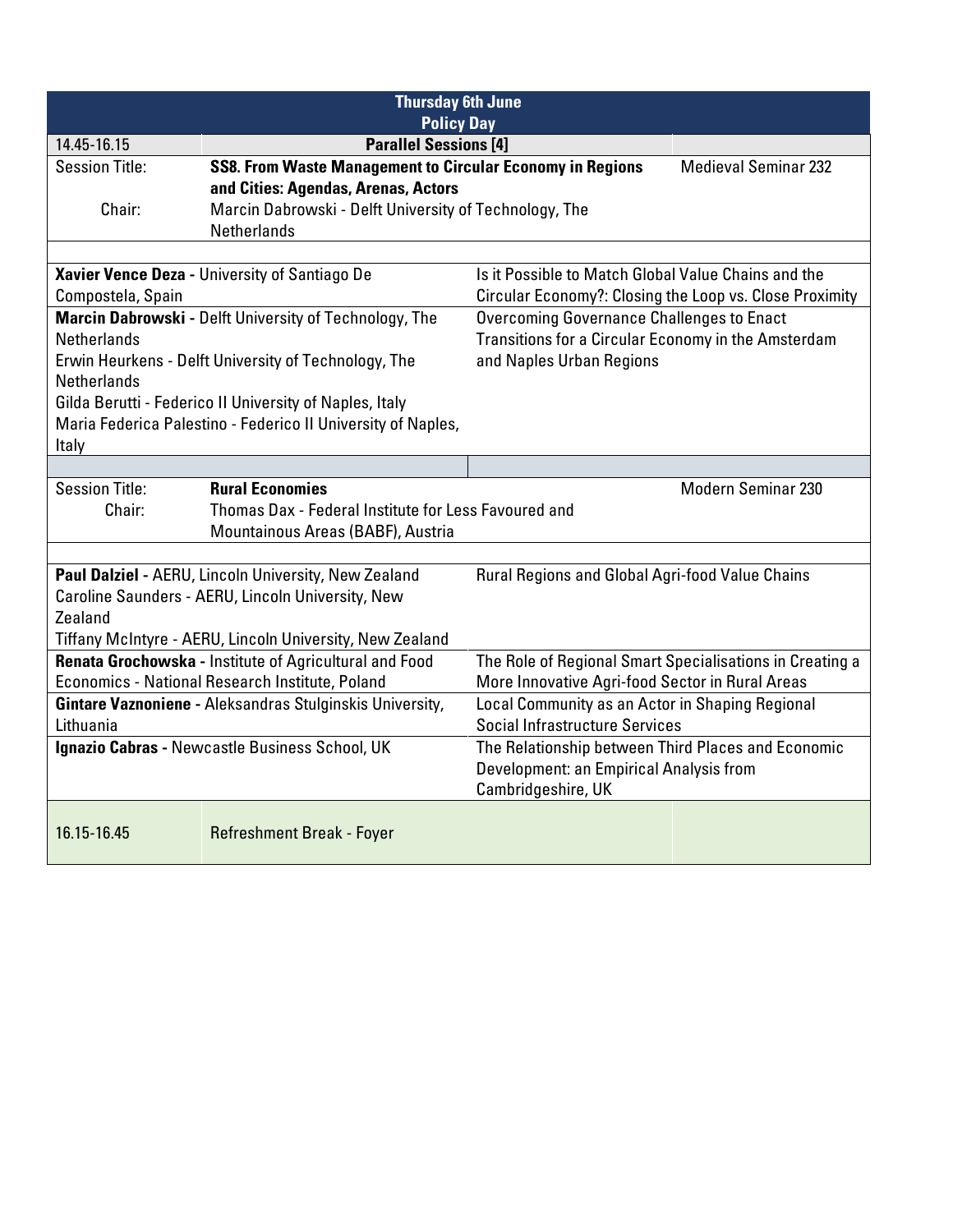| Thursday 6th June<br>Policy Day | | | |
|---|---|---|---|
| 14.45-16.15 | **Parallel Sessions [4]** | | |
| Session Title: | **SS8. From Waste Management to Circular Economy in Regions and Cities: Agendas, Arenas, Actors** | | Medieval Seminar 232 |
| Chair: | Marcin Dabrowski - Delft University of Technology, The Netherlands | | |
| | | | |
| **Xavier Vence Deza -** University of Santiago De Compostela, Spain | | Is it Possible to Match Global Value Chains and the Circular Economy?: Closing the Loop vs. Close Proximity | |
| **Marcin Dabrowski -** Delft University of Technology, The Netherlands<br>Erwin Heurkens - Delft University of Technology, The Netherlands<br>Gilda Berutti - Federico II University of Naples, Italy<br>Maria Federica Palestino - Federico II University of Naples, Italy | | Overcoming Governance Challenges to Enact Transitions for a Circular Economy in the Amsterdam and Naples Urban Regions | |
| | | | |
| Session Title: | **Rural Economies** | | Modern Seminar 230 |
| Chair: | Thomas Dax - Federal Institute for Less Favoured and Mountainous Areas (BABF), Austria | | |
| | | | |
| **Paul Dalziel -** AERU, Lincoln University, New Zealand<br>Caroline Saunders - AERU, Lincoln University, New Zealand<br>Tiffany McIntyre - AERU, Lincoln University, New Zealand | | Rural Regions and Global Agri-food Value Chains | |
| **Renata Grochowska -** Institute of Agricultural and Food Economics - National Research Institute, Poland | | The Role of Regional Smart Specialisations in Creating a More Innovative Agri-food Sector in Rural Areas | |
| **Gintare Vaznoniene -** Aleksandras Stulginskis University, Lithuania | | Local Community as an Actor in Shaping Regional Social Infrastructure Services | |
| **Ignazio Cabras -** Newcastle Business School, UK | | The Relationship between Third Places and Economic Development: an Empirical Analysis from Cambridgeshire, UK | |
| 16.15-16.45 | Refreshment Break - Foyer | | |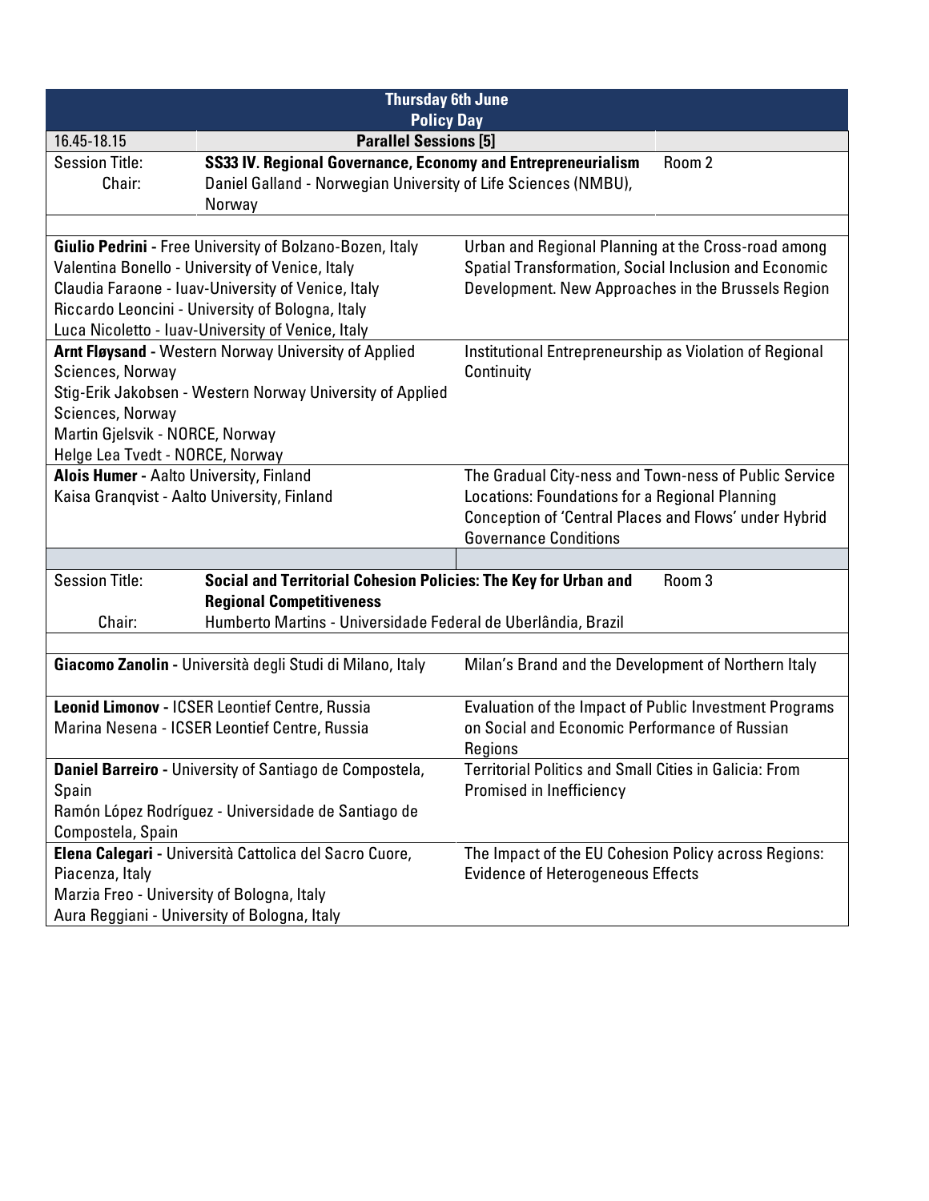| Thursday 6th June<br>Policy Day | | |
|---|---|---|
| 16.45-18.15 | **Parallel Sessions [5]** | |
| Session Title:<br>Chair: | **SS33 IV. Regional Governance, Economy and Entrepreneurialism**<br>Daniel Galland - Norwegian University of Life Sciences (NMBU), Norway | Room 2 |
| **Giulio Pedrini** - Free University of Bolzano-Bozen, Italy<br>Valentina Bonello - University of Venice, Italy<br>Claudia Faraone - Iuav-University of Venice, Italy<br>Riccardo Leoncini - University of Bologna, Italy<br>Luca Nicoletto - Iuav-University of Venice, Italy | Urban and Regional Planning at the Cross-road among Spatial Transformation, Social Inclusion and Economic Development. New Approaches in the Brussels Region | |
| **Arnt Fløysand** - Western Norway University of Applied Sciences, Norway<br>Stig-Erik Jakobsen - Western Norway University of Applied Sciences, Norway<br>Martin Gjelsvik - NORCE, Norway<br>Helge Lea Tvedt - NORCE, Norway | Institutional Entrepreneurship as Violation of Regional Continuity | |
| **Alois Humer** - Aalto University, Finland<br>Kaisa Granqvist - Aalto University, Finland | The Gradual City-ness and Town-ness of Public Service Locations: Foundations for a Regional Planning Conception of 'Central Places and Flows' under Hybrid Governance Conditions | |
| Session Title:<br>Chair: | **Social and Territorial Cohesion Policies: The Key for Urban and Regional Competitiveness**<br>Humberto Martins - Universidade Federal de Uberlândia, Brazil | Room 3 |
| **Giacomo Zanolin** - Università degli Studi di Milano, Italy | Milan's Brand and the Development of Northern Italy | |
| **Leonid Limonov** - ICSER Leontief Centre, Russia<br>Marina Nesena - ICSER Leontief Centre, Russia | Evaluation of the Impact of Public Investment Programs on Social and Economic Performance of Russian Regions | |
| **Daniel Barreiro** - University of Santiago de Compostela, Spain<br>Ramón López Rodríguez - Universidade de Santiago de Compostela, Spain | Territorial Politics and Small Cities in Galicia: From Promised in Inefficiency | |
| **Elena Calegari** - Università Cattolica del Sacro Cuore, Piacenza, Italy<br>Marzia Freo - University of Bologna, Italy<br>Aura Reggiani - University of Bologna, Italy | The Impact of the EU Cohesion Policy across Regions: Evidence of Heterogeneous Effects | |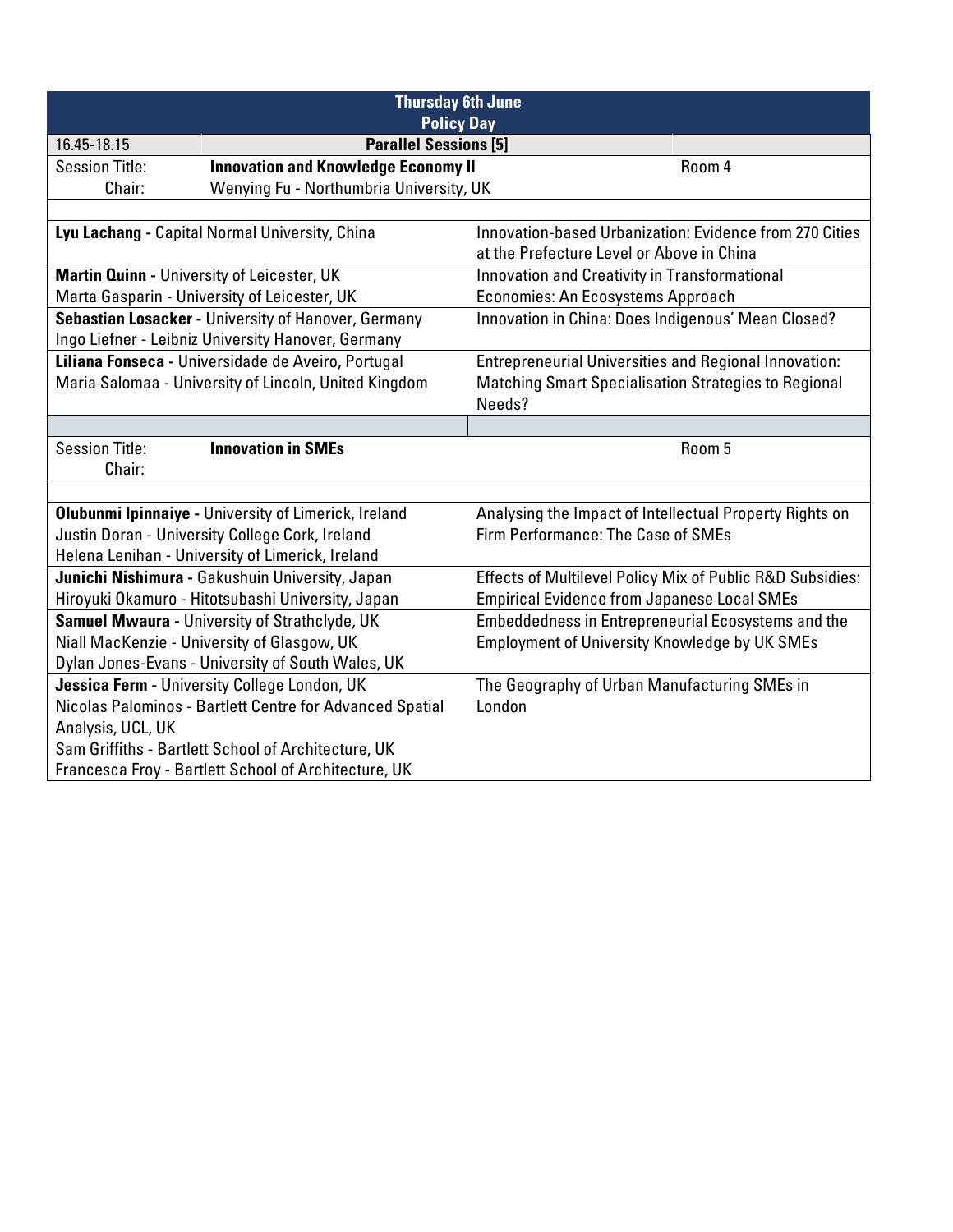## Thursday 6th June
## Policy Day

| 16.45-18.15 | Parallel Sessions [5] | |
|---|---|---|
| Session Title: | **Innovation and Knowledge Economy II** | Room 4 |
| Chair: | Wenying Fu - Northumbria University, UK | |

| Authors | Title |
|---|---|
| **Lyu Lachang** - Capital Normal University, China | Innovation-based Urbanization: Evidence from 270 Cities at the Prefecture Level or Above in China |
| **Martin Quinn** - University of Leicester, UK<br>Marta Gasparin - University of Leicester, UK | Innovation and Creativity in Transformational Economies: An Ecosystems Approach |
| **Sebastian Losacker** - University of Hanover, Germany<br>Ingo Liefner - Leibniz University Hanover, Germany | Innovation in China: Does Indigenous' Mean Closed? |
| **Liliana Fonseca** - Universidade de Aveiro, Portugal<br>Maria Salomaa - University of Lincoln, United Kingdom | Entrepreneurial Universities and Regional Innovation: Matching Smart Specialisation Strategies to Regional Needs? |

| Session Title: | **Innovation in SMEs** | Room 5 |
|---|---|---|
| Chair: | | |

| Authors | Title |
|---|---|
| **Olubunmi Ipinnaiye** - University of Limerick, Ireland<br>Justin Doran - University College Cork, Ireland<br>Helena Lenihan - University of Limerick, Ireland | Analysing the Impact of Intellectual Property Rights on Firm Performance: The Case of SMEs |
| **Junichi Nishimura** - Gakushuin University, Japan<br>Hiroyuki Okamuro - Hitotsubashi University, Japan | Effects of Multilevel Policy Mix of Public R&D Subsidies: Empirical Evidence from Japanese Local SMEs |
| **Samuel Mwaura** - University of Strathclyde, UK<br>Niall MacKenzie - University of Glasgow, UK<br>Dylan Jones-Evans - University of South Wales, UK | Embeddedness in Entrepreneurial Ecosystems and the Employment of University Knowledge by UK SMEs |
| **Jessica Ferm** - University College London, UK<br>Nicolas Palominos - Bartlett Centre for Advanced Spatial Analysis, UCL, UK<br>Sam Griffiths - Bartlett School of Architecture, UK<br>Francesca Froy - Bartlett School of Architecture, UK | The Geography of Urban Manufacturing SMEs in London |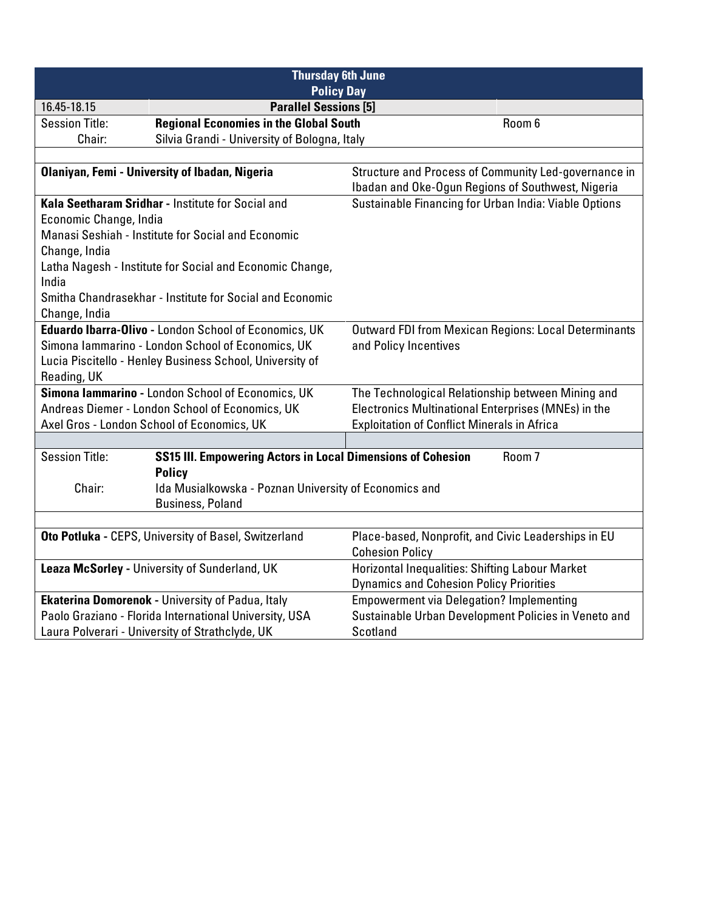| Thursday 6th June<br>Policy Day | | |
|---|---|---|
| 16.45-18.15 | **Parallel Sessions [5]** | |
| Session Title: | **Regional Economies in the Global South** | Room 6 |
| Chair: | Silvia Grandi - University of Bologna, Italy | |

| Authors | Title |
|---|---|
| **Olaniyan, Femi - University of Ibadan, Nigeria** | Structure and Process of Community Led-governance in Ibadan and Oke-Ogun Regions of Southwest, Nigeria |
| **Kala Seetharam Sridhar** - Institute for Social and Economic Change, India<br>Manasi Seshiah - Institute for Social and Economic Change, India<br>Latha Nagesh - Institute for Social and Economic Change, India<br>Smitha Chandrasekhar - Institute for Social and Economic Change, India | Sustainable Financing for Urban India: Viable Options |
| **Eduardo Ibarra-Olivo -** London School of Economics, UK<br>Simona Iammarino - London School of Economics, UK<br>Lucia Piscitello - Henley Business School, University of Reading, UK | Outward FDI from Mexican Regions: Local Determinants and Policy Incentives |
| **Simona Iammarino -** London School of Economics, UK<br>Andreas Diemer - London School of Economics, UK<br>Axel Gros - London School of Economics, UK | The Technological Relationship between Mining and Electronics Multinational Enterprises (MNEs) in the Exploitation of Conflict Minerals in Africa |

| | | |
|---|---|---|
| Session Title: | **SS15 III. Empowering Actors in Local Dimensions of Cohesion Policy** | Room 7 |
| Chair: | Ida Musialkowska - Poznan University of Economics and Business, Poland | |

| Authors | Title |
|---|---|
| **Oto Potluka -** CEPS, University of Basel, Switzerland | Place-based, Nonprofit, and Civic Leaderships in EU Cohesion Policy |
| **Leaza McSorley -** University of Sunderland, UK | Horizontal Inequalities: Shifting Labour Market Dynamics and Cohesion Policy Priorities |
| **Ekaterina Domorenok -** University of Padua, Italy<br>Paolo Graziano - Florida International University, USA<br>Laura Polverari - University of Strathclyde, UK | Empowerment via Delegation? Implementing Sustainable Urban Development Policies in Veneto and Scotland |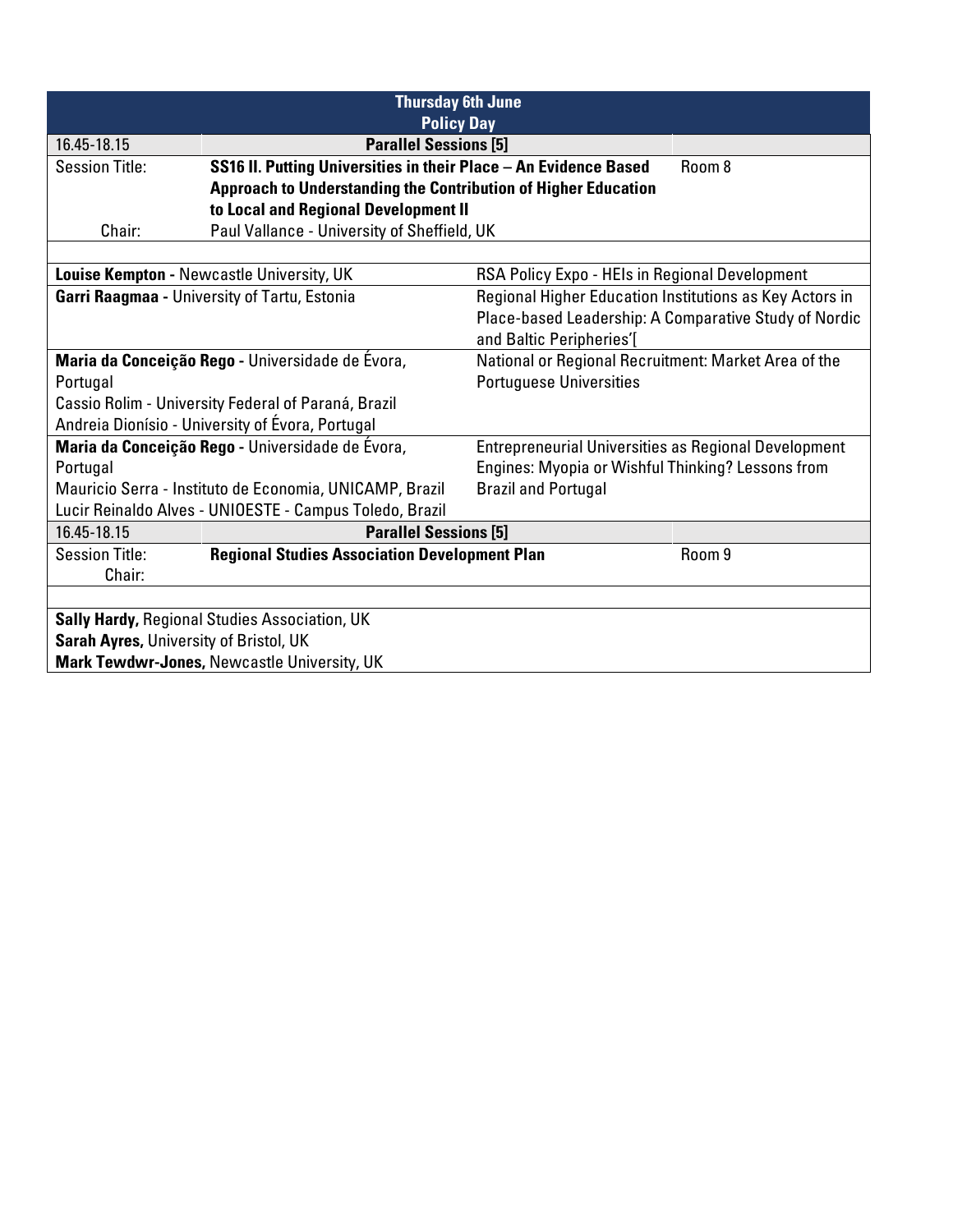| Thursday 6th June<br>Policy Day | | |
|---|---|---|
| 16.45-18.15 | **Parallel Sessions [5]** | |
| Session Title: | **SS16 II. Putting Universities in their Place – An Evidence Based Approach to Understanding the Contribution of Higher Education to Local and Regional Development II** | Room 8 |
| Chair: | Paul Vallance - University of Sheffield, UK | |

| | |
|---|---|
| **Louise Kempton -** Newcastle University, UK | RSA Policy Expo - HEIs in Regional Development |
| **Garri Raagmaa -** University of Tartu, Estonia | Regional Higher Education Institutions as Key Actors in Place-based Leadership: A Comparative Study of Nordic and Baltic Peripheries'[ |
| **Maria da Conceição Rego -** Universidade de Évora, Portugal<br>Cassio Rolim - University Federal of Paraná, Brazil<br>Andreia Dionísio - University of Évora, Portugal | National or Regional Recruitment: Market Area of the Portuguese Universities |
| **Maria da Conceição Rego -** Universidade de Évora, Portugal<br>Mauricio Serra - Instituto de Economia, UNICAMP, Brazil<br>Lucir Reinaldo Alves - UNIOESTE - Campus Toledo, Brazil | Entrepreneurial Universities as Regional Development Engines: Myopia or Wishful Thinking? Lessons from Brazil and Portugal |

| | | |
|---|---|---|
| 16.45-18.15 | **Parallel Sessions [5]** | |
| Session Title: | **Regional Studies Association Development Plan** | Room 9 |
| Chair: | | |

**Sally Hardy,** Regional Studies Association, UK
**Sarah Ayres,** University of Bristol, UK
**Mark Tewdwr-Jones,** Newcastle University, UK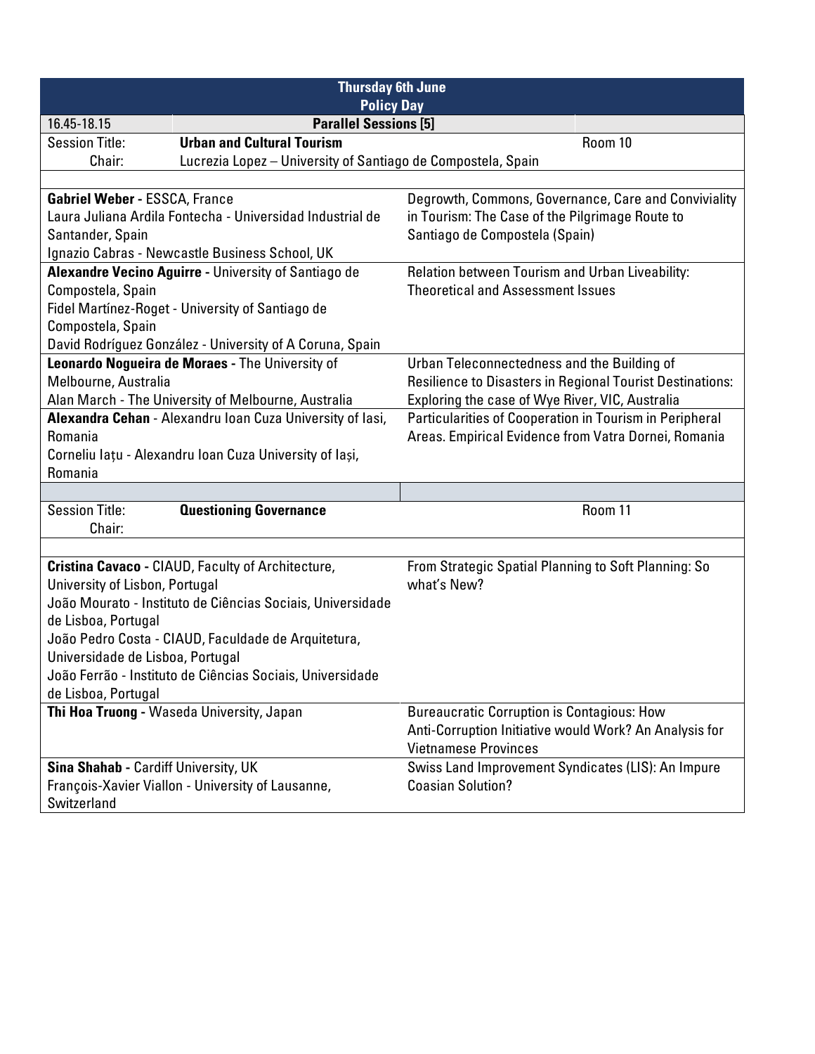| Thursday 6th June<br>Policy Day | |
|---|---|
| 16.45-18.15 | **Parallel Sessions [5]** |
| Session Title: **Urban and Cultural Tourism**<br>Chair: Lucrezia Lopez – University of Santiago de Compostela, Spain | Room 10 |
| **Gabriel Weber -** ESSCA, France<br>Laura Juliana Ardila Fontecha - Universidad Industrial de Santander, Spain<br>Ignazio Cabras - Newcastle Business School, UK | Degrowth, Commons, Governance, Care and Conviviality in Tourism: The Case of the Pilgrimage Route to Santiago de Compostela (Spain) |
| **Alexandre Vecino Aguirre -** University of Santiago de Compostela, Spain<br>Fidel Martínez-Roget - University of Santiago de Compostela, Spain<br>David Rodríguez González - University of A Coruna, Spain | Relation between Tourism and Urban Liveability: Theoretical and Assessment Issues |
| **Leonardo Nogueira de Moraes -** The University of Melbourne, Australia<br>Alan March - The University of Melbourne, Australia | Urban Teleconnectedness and the Building of Resilience to Disasters in Regional Tourist Destinations: Exploring the case of Wye River, VIC, Australia |
| **Alexandra Cehan** - Alexandru Ioan Cuza University of Iasi, Romania<br>Corneliu Iațu - Alexandru Ioan Cuza University of Iași, Romania | Particularities of Cooperation in Tourism in Peripheral Areas. Empirical Evidence from Vatra Dornei, Romania |
| | |
| Session Title: **Questioning Governance**<br>Chair: | Room 11 |
| **Cristina Cavaco -** CIAUD, Faculty of Architecture, University of Lisbon, Portugal<br>João Mourato - Instituto de Ciências Sociais, Universidade de Lisboa, Portugal<br>João Pedro Costa - CIAUD, Faculdade de Arquitetura, Universidade de Lisboa, Portugal<br>João Ferrão - Instituto de Ciências Sociais, Universidade de Lisboa, Portugal | From Strategic Spatial Planning to Soft Planning: So what's New? |
| **Thi Hoa Truong -** Waseda University, Japan | Bureaucratic Corruption is Contagious: How Anti-Corruption Initiative would Work? An Analysis for Vietnamese Provinces |
| **Sina Shahab -** Cardiff University, UK<br>François-Xavier Viallon - University of Lausanne, Switzerland | Swiss Land Improvement Syndicates (LIS): An Impure Coasian Solution? |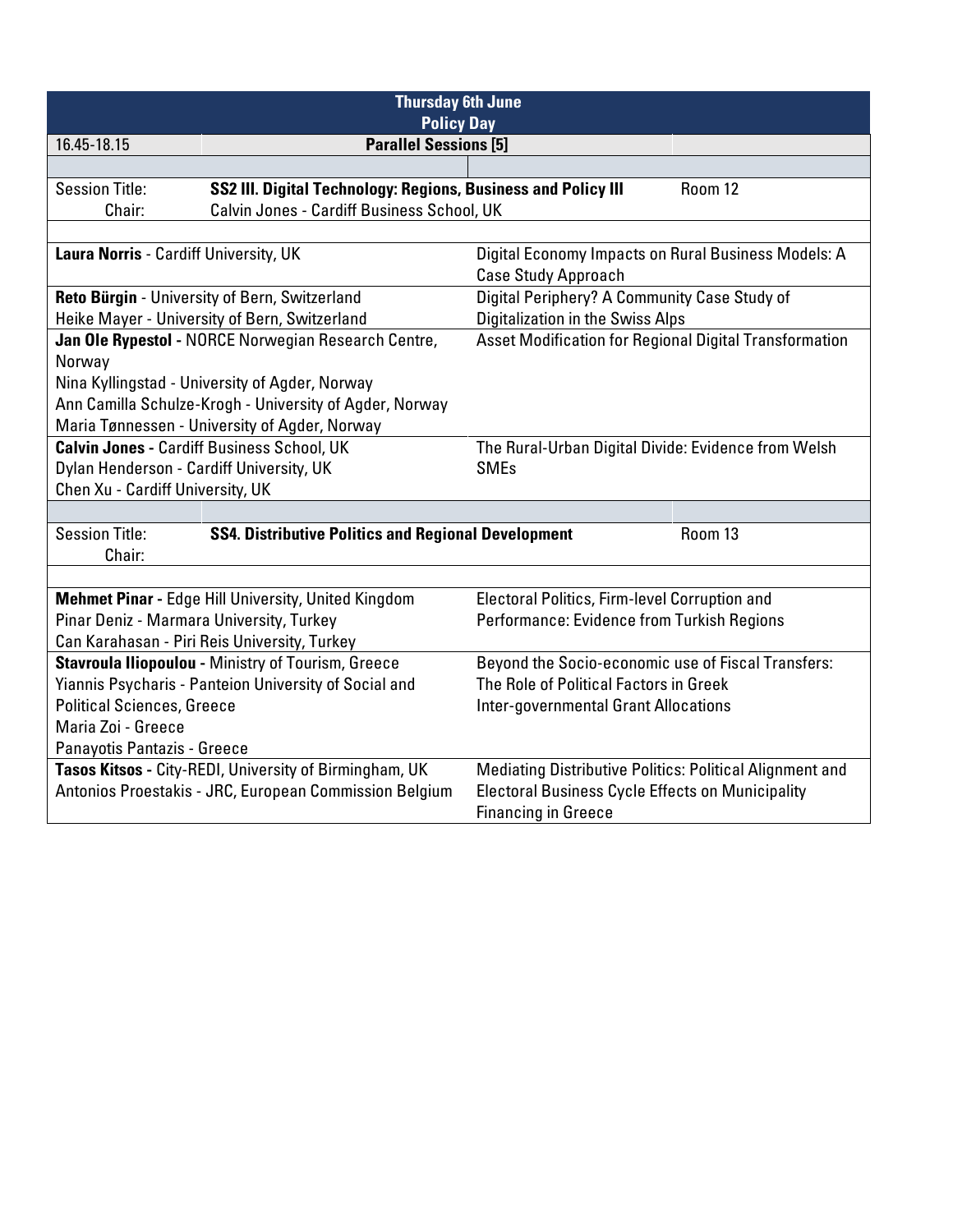| Thursday 6th June<br>Policy Day | | |
|---|---|---|
| 16.45-18.15 | **Parallel Sessions [5]** | |
| | | |
| Session Title: | **SS2 III. Digital Technology: Regions, Business and Policy III** | Room 12 |
| Chair: | Calvin Jones - Cardiff Business School, UK | |

| Authors | Title |
|---|---|
| **Laura Norris** - Cardiff University, UK | Digital Economy Impacts on Rural Business Models: A Case Study Approach |
| **Reto Bürgin** - University of Bern, Switzerland<br>Heike Mayer - University of Bern, Switzerland | Digital Periphery? A Community Case Study of Digitalization in the Swiss Alps |
| **Jan Ole Rypestol** - NORCE Norwegian Research Centre, Norway<br>Nina Kyllingstad - University of Agder, Norway<br>Ann Camilla Schulze-Krogh - University of Agder, Norway<br>Maria Tønnessen - University of Agder, Norway | Asset Modification for Regional Digital Transformation |
| **Calvin Jones** - Cardiff Business School, UK<br>Dylan Henderson - Cardiff University, UK<br>Chen Xu - Cardiff University, UK | The Rural-Urban Digital Divide: Evidence from Welsh SMEs |

| Session Title: | **SS4. Distributive Politics and Regional Development** | Room 13 |
|---|---|---|
| Chair: | | |

| Authors | Title |
|---|---|
| **Mehmet Pinar** - Edge Hill University, United Kingdom<br>Pinar Deniz - Marmara University, Turkey<br>Can Karahasan - Piri Reis University, Turkey | Electoral Politics, Firm-level Corruption and Performance: Evidence from Turkish Regions |
| **Stavroula Iliopoulou** - Ministry of Tourism, Greece<br>Yiannis Psycharis - Panteion University of Social and Political Sciences, Greece<br>Maria Zoi - Greece<br>Panayotis Pantazis - Greece | Beyond the Socio-economic use of Fiscal Transfers: The Role of Political Factors in Greek Inter-governmental Grant Allocations |
| **Tasos Kitsos** - City-REDI, University of Birmingham, UK<br>Antonios Proestakis - JRC, European Commission Belgium | Mediating Distributive Politics: Political Alignment and Electoral Business Cycle Effects on Municipality Financing in Greece |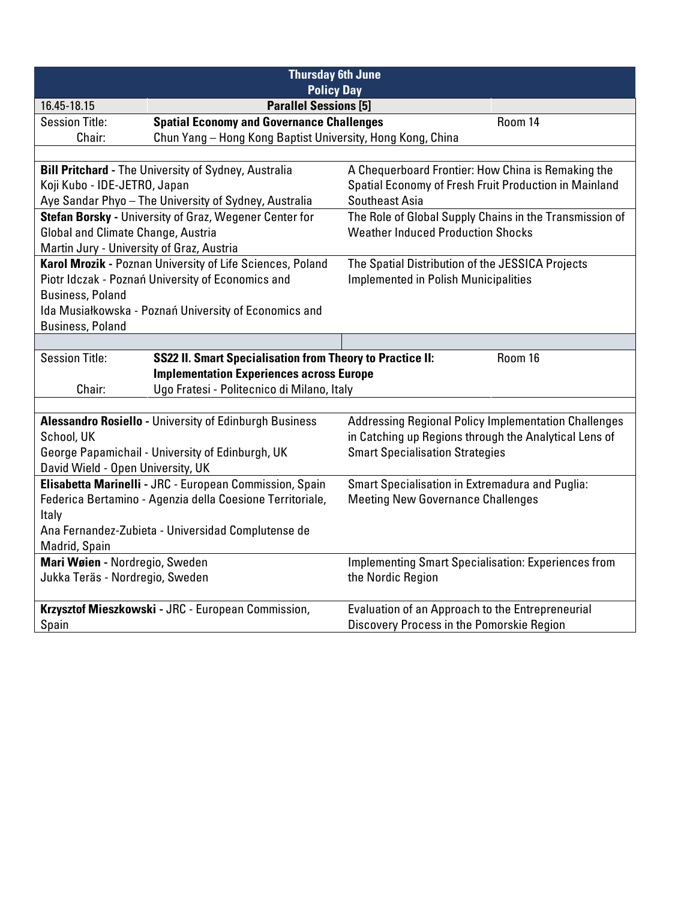## Thursday 6th June
### Policy Day

| 16.45-18.15 | Parallel Sessions [5] | |
|---|---|---|
| Session Title: | **Spatial Economy and Governance Challenges** | Room 14 |
| Chair: | Chun Yang – Hong Kong Baptist University, Hong Kong, China | |

| Authors | Title |
|---|---|
| **Bill Pritchard -** The University of Sydney, Australia<br>Koji Kubo - IDE-JETRO, Japan<br>Aye Sandar Phyo – The University of Sydney, Australia | A Chequerboard Frontier: How China is Remaking the Spatial Economy of Fresh Fruit Production in Mainland Southeast Asia |
| **Stefan Borsky -** University of Graz, Wegener Center for Global and Climate Change, Austria<br>Martin Jury - University of Graz, Austria | The Role of Global Supply Chains in the Transmission of Weather Induced Production Shocks |
| **Karol Mrozik -** Poznan University of Life Sciences, Poland<br>Piotr Idczak - Poznań University of Economics and Business, Poland<br>Ida Musiałkowska - Poznań University of Economics and Business, Poland | The Spatial Distribution of the JESSICA Projects Implemented in Polish Municipalities |

| | | |
|---|---|---|
| Session Title: | **SS22 II. Smart Specialisation from Theory to Practice II: Implementation Experiences across Europe** | Room 16 |
| Chair: | Ugo Fratesi - Politecnico di Milano, Italy | |

| Authors | Title |
|---|---|
| **Alessandro Rosiello -** University of Edinburgh Business School, UK<br>George Papamichail - University of Edinburgh, UK<br>David Wield - Open University, UK | Addressing Regional Policy Implementation Challenges in Catching up Regions through the Analytical Lens of Smart Specialisation Strategies |
| **Elisabetta Marinelli -** JRC - European Commission, Spain<br>Federica Bertamino - Agenzia della Coesione Territoriale, Italy<br>Ana Fernandez-Zubieta - Universidad Complutense de Madrid, Spain | Smart Specialisation in Extremadura and Puglia: Meeting New Governance Challenges |
| **Mari Wøien -** Nordregio, Sweden<br>Jukka Teräs - Nordregio, Sweden | Implementing Smart Specialisation: Experiences from the Nordic Region |
| **Krzysztof Mieszkowski -** JRC - European Commission, Spain | Evaluation of an Approach to the Entrepreneurial Discovery Process in the Pomorskie Region |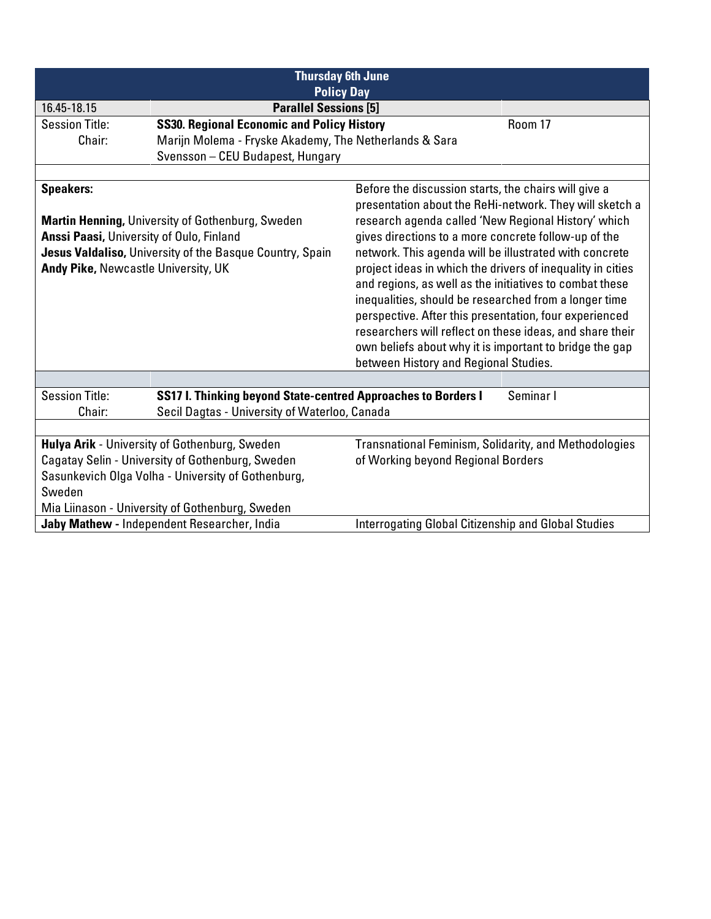| Thursday 6th June<br>Policy Day | | |
|---|---|---|
| 16.45-18.15 | **Parallel Sessions [5]** | |
| Session Title:<br>Chair: | **SS30. Regional Economic and Policy History**<br>Marijn Molema - Fryske Akademy, The Netherlands & Sara Svensson – CEU Budapest, Hungary | Room 17 |

| | |
|---|---|
| **Speakers:**<br><br>**Martin Henning,** University of Gothenburg, Sweden<br>**Anssi Paasi,** University of Oulo, Finland<br>**Jesus Valdaliso,** University of the Basque Country, Spain<br>**Andy Pike,** Newcastle University, UK | Before the discussion starts, the chairs will give a presentation about the ReHi-network. They will sketch a research agenda called 'New Regional History' which gives directions to a more concrete follow-up of the network. This agenda will be illustrated with concrete project ideas in which the drivers of inequality in cities and regions, as well as the initiatives to combat these inequalities, should be researched from a longer time perspective. After this presentation, four experienced researchers will reflect on these ideas, and share their own beliefs about why it is important to bridge the gap between History and Regional Studies. |

| | | |
|---|---|---|
| Session Title:<br>Chair: | **SS17 I. Thinking beyond State-centred Approaches to Borders I**<br>Secil Dagtas - University of Waterloo, Canada | Seminar I |

| | |
|---|---|
| **Hulya Arik** - University of Gothenburg, Sweden<br>Cagatay Selin - University of Gothenburg, Sweden<br>Sasunkevich Olga Volha - University of Gothenburg, Sweden<br>Mia Liinason - University of Gothenburg, Sweden | Transnational Feminism, Solidarity, and Methodologies of Working beyond Regional Borders |
| **Jaby Mathew** - Independent Researcher, India | Interrogating Global Citizenship and Global Studies |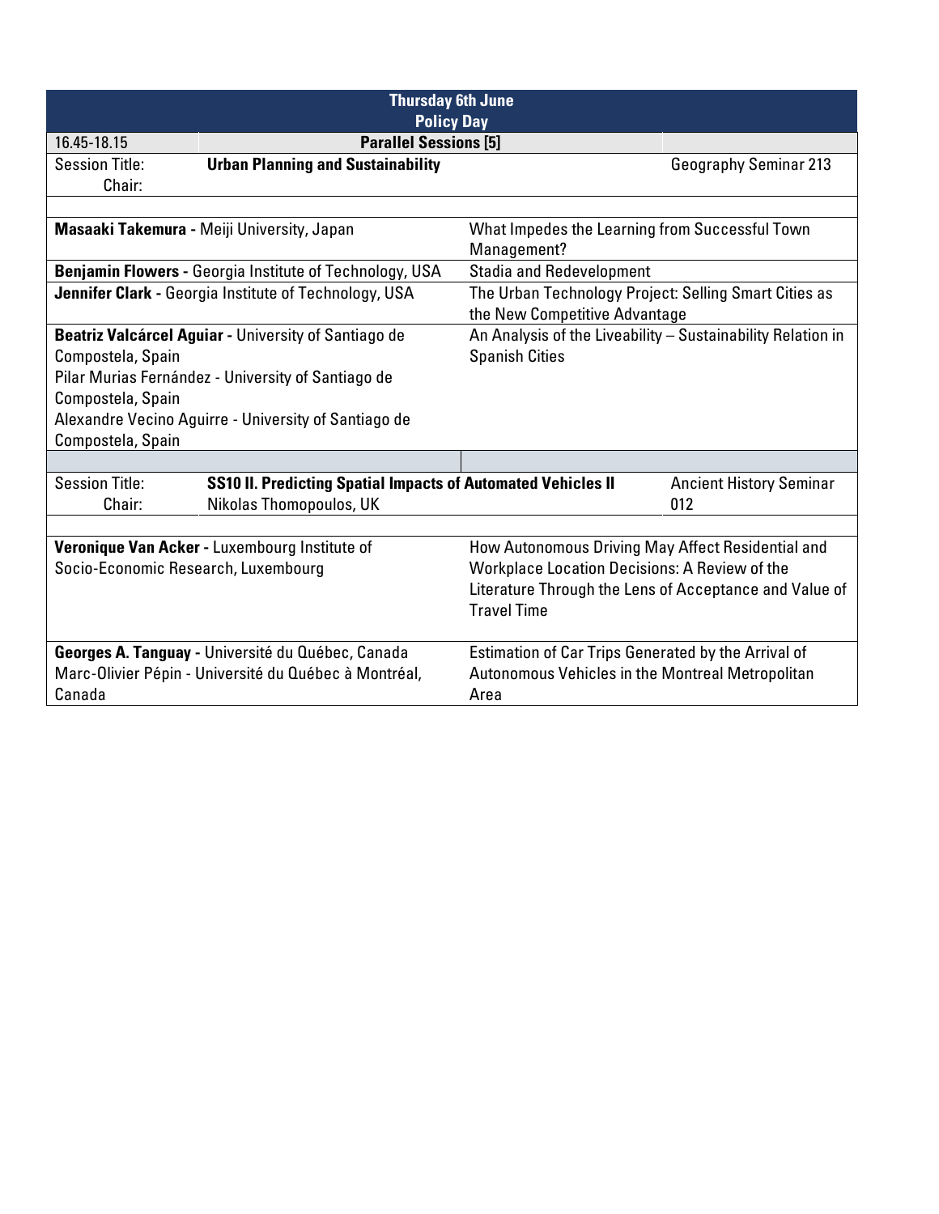| Thursday 6th June<br>Policy Day | | | |
|---|---|---|---|
| 16.45-18.15 | **Parallel Sessions [5]** | | |
| Session Title:<br>Chair: | **Urban Planning and Sustainability** | | Geography Seminar 213 |
| | | | |
| **Masaaki Takemura** - Meiji University, Japan | | What Impedes the Learning from Successful Town Management? | |
| **Benjamin Flowers** - Georgia Institute of Technology, USA | | Stadia and Redevelopment | |
| **Jennifer Clark** - Georgia Institute of Technology, USA | | The Urban Technology Project: Selling Smart Cities as the New Competitive Advantage | |
| **Beatriz Valcárcel Aguiar** - University of Santiago de Compostela, Spain<br>Pilar Murias Fernández - University of Santiago de Compostela, Spain<br>Alexandre Vecino Aguirre - University of Santiago de Compostela, Spain | | An Analysis of the Liveability – Sustainability Relation in Spanish Cities | |
| | | | |
| Session Title:<br>Chair: | **SS10 II. Predicting Spatial Impacts of Automated Vehicles II**<br>Nikolas Thomopoulos, UK | | Ancient History Seminar 012 |
| | | | |
| **Veronique Van Acker** - Luxembourg Institute of Socio-Economic Research, Luxembourg | | How Autonomous Driving May Affect Residential and Workplace Location Decisions: A Review of the Literature Through the Lens of Acceptance and Value of Travel Time | |
| **Georges A. Tanguay** - Université du Québec, Canada<br>Marc-Olivier Pépin - Université du Québec à Montréal, Canada | | Estimation of Car Trips Generated by the Arrival of Autonomous Vehicles in the Montreal Metropolitan Area | |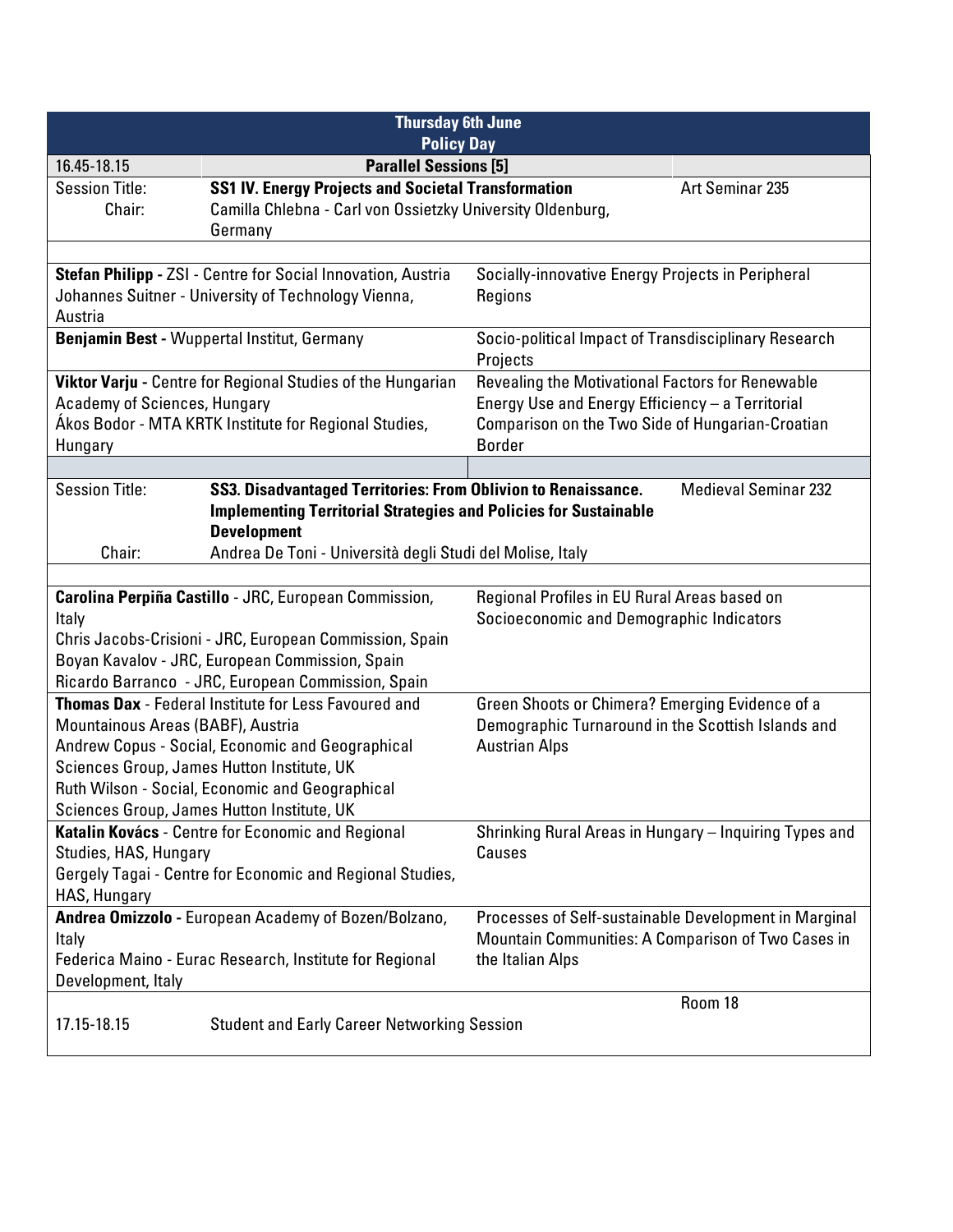| Thursday 6th June<br>Policy Day | | |
|---|---|---|
| 16.45-18.15 | **Parallel Sessions [5]** | |
| Session Title:<br>Chair: | **SS1 IV. Energy Projects and Societal Transformation**<br>Camilla Chlebna - Carl von Ossietzky University Oldenburg, Germany | Art Seminar 235 |
| **Stefan Philipp** - ZSI - Centre for Social Innovation, Austria<br>Johannes Suitner - University of Technology Vienna, Austria | Socially-innovative Energy Projects in Peripheral Regions | |
| **Benjamin Best** - Wuppertal Institut, Germany | Socio-political Impact of Transdisciplinary Research Projects | |
| **Viktor Varju** - Centre for Regional Studies of the Hungarian Academy of Sciences, Hungary<br>Ákos Bodor - MTA KRTK Institute for Regional Studies, Hungary | Revealing the Motivational Factors for Renewable Energy Use and Energy Efficiency – a Territorial Comparison on the Two Side of Hungarian-Croatian Border | |
| Session Title:<br>Chair: | **SS3. Disadvantaged Territories: From Oblivion to Renaissance. Implementing Territorial Strategies and Policies for Sustainable Development**<br>Andrea De Toni - Università degli Studi del Molise, Italy | Medieval Seminar 232 |
| **Carolina Perpiña Castillo** - JRC, European Commission, Italy<br>Chris Jacobs-Crisioni - JRC, European Commission, Spain<br>Boyan Kavalov - JRC, European Commission, Spain<br>Ricardo Barranco - JRC, European Commission, Spain | Regional Profiles in EU Rural Areas based on Socioeconomic and Demographic Indicators | |
| **Thomas Dax** - Federal Institute for Less Favoured and Mountainous Areas (BABF), Austria<br>Andrew Copus - Social, Economic and Geographical Sciences Group, James Hutton Institute, UK<br>Ruth Wilson - Social, Economic and Geographical Sciences Group, James Hutton Institute, UK | Green Shoots or Chimera? Emerging Evidence of a Demographic Turnaround in the Scottish Islands and Austrian Alps | |
| **Katalin Kovács** - Centre for Economic and Regional Studies, HAS, Hungary<br>Gergely Tagai - Centre for Economic and Regional Studies, HAS, Hungary | Shrinking Rural Areas in Hungary – Inquiring Types and Causes | |
| **Andrea Omizzolo** - European Academy of Bozen/Bolzano, Italy<br>Federica Maino - Eurac Research, Institute for Regional Development, Italy | Processes of Self-sustainable Development in Marginal Mountain Communities: A Comparison of Two Cases in the Italian Alps | |
| 17.15-18.15 | Student and Early Career Networking Session | Room 18 |